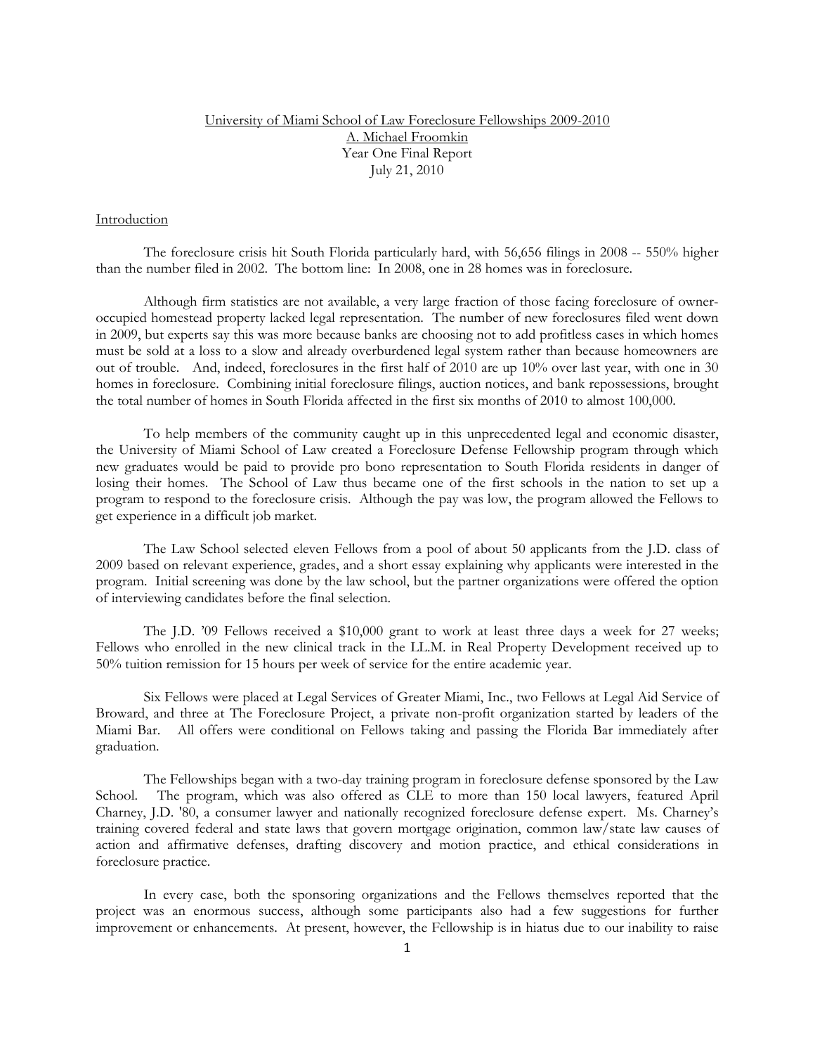University of Miami School of Law Foreclosure Fellowships 2009-2010
A. Michael Froomkin
Year One Final Report
July 21, 2010

## Introduction

The foreclosure crisis hit South Florida particularly hard, with 56,656 filings in 2008 -- 550% higher than the number filed in 2002. The bottom line: In 2008, one in 28 homes was in foreclosure.

Although firm statistics are not available, a very large fraction of those facing foreclosure of owner-occupied homestead property lacked legal representation. The number of new foreclosures filed went down in 2009, but experts say this was more because banks are choosing not to add profitless cases in which homes must be sold at a loss to a slow and already overburdened legal system rather than because homeowners are out of trouble. And, indeed, foreclosures in the first half of 2010 are up 10% over last year, with one in 30 homes in foreclosure. Combining initial foreclosure filings, auction notices, and bank repossessions, brought the total number of homes in South Florida affected in the first six months of 2010 to almost 100,000.

To help members of the community caught up in this unprecedented legal and economic disaster, the University of Miami School of Law created a Foreclosure Defense Fellowship program through which new graduates would be paid to provide pro bono representation to South Florida residents in danger of losing their homes. The School of Law thus became one of the first schools in the nation to set up a program to respond to the foreclosure crisis. Although the pay was low, the program allowed the Fellows to get experience in a difficult job market.

The Law School selected eleven Fellows from a pool of about 50 applicants from the J.D. class of 2009 based on relevant experience, grades, and a short essay explaining why applicants were interested in the program. Initial screening was done by the law school, but the partner organizations were offered the option of interviewing candidates before the final selection.

The J.D. '09 Fellows received a $10,000 grant to work at least three days a week for 27 weeks; Fellows who enrolled in the new clinical track in the LL.M. in Real Property Development received up to 50% tuition remission for 15 hours per week of service for the entire academic year.

Six Fellows were placed at Legal Services of Greater Miami, Inc., two Fellows at Legal Aid Service of Broward, and three at The Foreclosure Project, a private non-profit organization started by leaders of the Miami Bar. All offers were conditional on Fellows taking and passing the Florida Bar immediately after graduation.

The Fellowships began with a two-day training program in foreclosure defense sponsored by the Law School. The program, which was also offered as CLE to more than 150 local lawyers, featured April Charney, J.D. '80, a consumer lawyer and nationally recognized foreclosure defense expert. Ms. Charney's training covered federal and state laws that govern mortgage origination, common law/state law causes of action and affirmative defenses, drafting discovery and motion practice, and ethical considerations in foreclosure practice.

In every case, both the sponsoring organizations and the Fellows themselves reported that the project was an enormous success, although some participants also had a few suggestions for further improvement or enhancements. At present, however, the Fellowship is in hiatus due to our inability to raise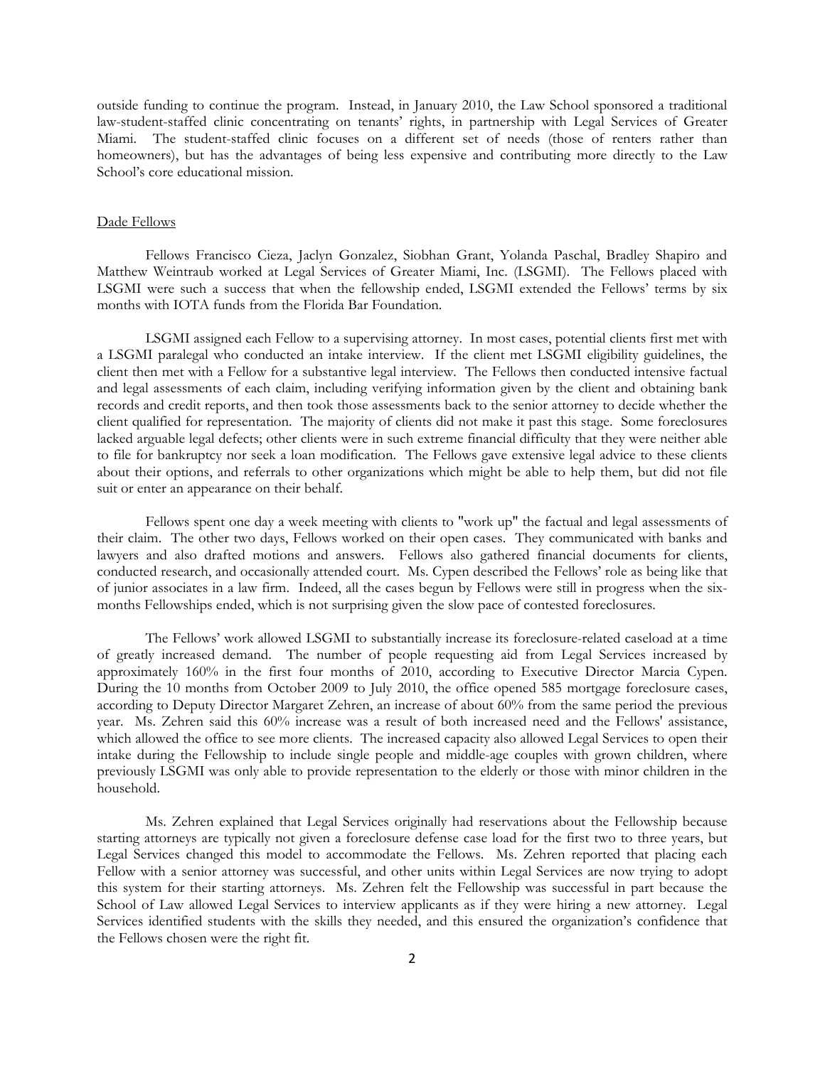outside funding to continue the program. Instead, in January 2010, the Law School sponsored a traditional law-student-staffed clinic concentrating on tenants' rights, in partnership with Legal Services of Greater Miami. The student-staffed clinic focuses on a different set of needs (those of renters rather than homeowners), but has the advantages of being less expensive and contributing more directly to the Law School's core educational mission.

Dade Fellows

Fellows Francisco Cieza, Jaclyn Gonzalez, Siobhan Grant, Yolanda Paschal, Bradley Shapiro and Matthew Weintraub worked at Legal Services of Greater Miami, Inc. (LSGMI). The Fellows placed with LSGMI were such a success that when the fellowship ended, LSGMI extended the Fellows' terms by six months with IOTA funds from the Florida Bar Foundation.

LSGMI assigned each Fellow to a supervising attorney. In most cases, potential clients first met with a LSGMI paralegal who conducted an intake interview. If the client met LSGMI eligibility guidelines, the client then met with a Fellow for a substantive legal interview. The Fellows then conducted intensive factual and legal assessments of each claim, including verifying information given by the client and obtaining bank records and credit reports, and then took those assessments back to the senior attorney to decide whether the client qualified for representation. The majority of clients did not make it past this stage. Some foreclosures lacked arguable legal defects; other clients were in such extreme financial difficulty that they were neither able to file for bankruptcy nor seek a loan modification. The Fellows gave extensive legal advice to these clients about their options, and referrals to other organizations which might be able to help them, but did not file suit or enter an appearance on their behalf.

Fellows spent one day a week meeting with clients to "work up" the factual and legal assessments of their claim. The other two days, Fellows worked on their open cases. They communicated with banks and lawyers and also drafted motions and answers. Fellows also gathered financial documents for clients, conducted research, and occasionally attended court. Ms. Cypen described the Fellows' role as being like that of junior associates in a law firm. Indeed, all the cases begun by Fellows were still in progress when the six-months Fellowships ended, which is not surprising given the slow pace of contested foreclosures.

The Fellows' work allowed LSGMI to substantially increase its foreclosure-related caseload at a time of greatly increased demand. The number of people requesting aid from Legal Services increased by approximately 160% in the first four months of 2010, according to Executive Director Marcia Cypen. During the 10 months from October 2009 to July 2010, the office opened 585 mortgage foreclosure cases, according to Deputy Director Margaret Zehren, an increase of about 60% from the same period the previous year. Ms. Zehren said this 60% increase was a result of both increased need and the Fellows' assistance, which allowed the office to see more clients. The increased capacity also allowed Legal Services to open their intake during the Fellowship to include single people and middle-age couples with grown children, where previously LSGMI was only able to provide representation to the elderly or those with minor children in the household.

Ms. Zehren explained that Legal Services originally had reservations about the Fellowship because starting attorneys are typically not given a foreclosure defense case load for the first two to three years, but Legal Services changed this model to accommodate the Fellows. Ms. Zehren reported that placing each Fellow with a senior attorney was successful, and other units within Legal Services are now trying to adopt this system for their starting attorneys. Ms. Zehren felt the Fellowship was successful in part because the School of Law allowed Legal Services to interview applicants as if they were hiring a new attorney. Legal Services identified students with the skills they needed, and this ensured the organization's confidence that the Fellows chosen were the right fit.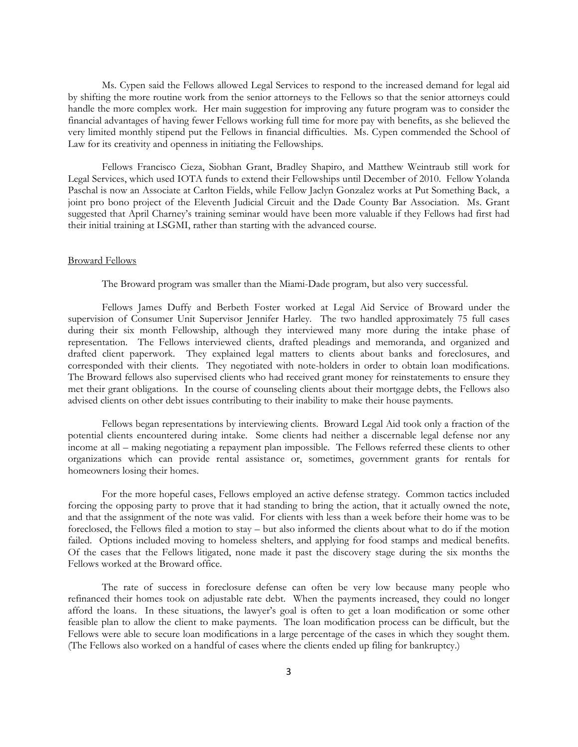Ms. Cypen said the Fellows allowed Legal Services to respond to the increased demand for legal aid by shifting the more routine work from the senior attorneys to the Fellows so that the senior attorneys could handle the more complex work. Her main suggestion for improving any future program was to consider the financial advantages of having fewer Fellows working full time for more pay with benefits, as she believed the very limited monthly stipend put the Fellows in financial difficulties. Ms. Cypen commended the School of Law for its creativity and openness in initiating the Fellowships.

Fellows Francisco Cieza, Siobhan Grant, Bradley Shapiro, and Matthew Weintraub still work for Legal Services, which used IOTA funds to extend their Fellowships until December of 2010. Fellow Yolanda Paschal is now an Associate at Carlton Fields, while Fellow Jaclyn Gonzalez works at Put Something Back, a joint pro bono project of the Eleventh Judicial Circuit and the Dade County Bar Association. Ms. Grant suggested that April Charney's training seminar would have been more valuable if they Fellows had first had their initial training at LSGMI, rather than starting with the advanced course.

## Broward Fellows

The Broward program was smaller than the Miami-Dade program, but also very successful.

Fellows James Duffy and Berbeth Foster worked at Legal Aid Service of Broward under the supervision of Consumer Unit Supervisor Jennifer Harley. The two handled approximately 75 full cases during their six month Fellowship, although they interviewed many more during the intake phase of representation. The Fellows interviewed clients, drafted pleadings and memoranda, and organized and drafted client paperwork. They explained legal matters to clients about banks and foreclosures, and corresponded with their clients. They negotiated with note-holders in order to obtain loan modifications. The Broward fellows also supervised clients who had received grant money for reinstatements to ensure they met their grant obligations. In the course of counseling clients about their mortgage debts, the Fellows also advised clients on other debt issues contributing to their inability to make their house payments.

Fellows began representations by interviewing clients. Broward Legal Aid took only a fraction of the potential clients encountered during intake. Some clients had neither a discernable legal defense nor any income at all – making negotiating a repayment plan impossible. The Fellows referred these clients to other organizations which can provide rental assistance or, sometimes, government grants for rentals for homeowners losing their homes.

For the more hopeful cases, Fellows employed an active defense strategy. Common tactics included forcing the opposing party to prove that it had standing to bring the action, that it actually owned the note, and that the assignment of the note was valid. For clients with less than a week before their home was to be foreclosed, the Fellows filed a motion to stay – but also informed the clients about what to do if the motion failed. Options included moving to homeless shelters, and applying for food stamps and medical benefits. Of the cases that the Fellows litigated, none made it past the discovery stage during the six months the Fellows worked at the Broward office.

The rate of success in foreclosure defense can often be very low because many people who refinanced their homes took on adjustable rate debt. When the payments increased, they could no longer afford the loans. In these situations, the lawyer's goal is often to get a loan modification or some other feasible plan to allow the client to make payments. The loan modification process can be difficult, but the Fellows were able to secure loan modifications in a large percentage of the cases in which they sought them. (The Fellows also worked on a handful of cases where the clients ended up filing for bankruptcy.)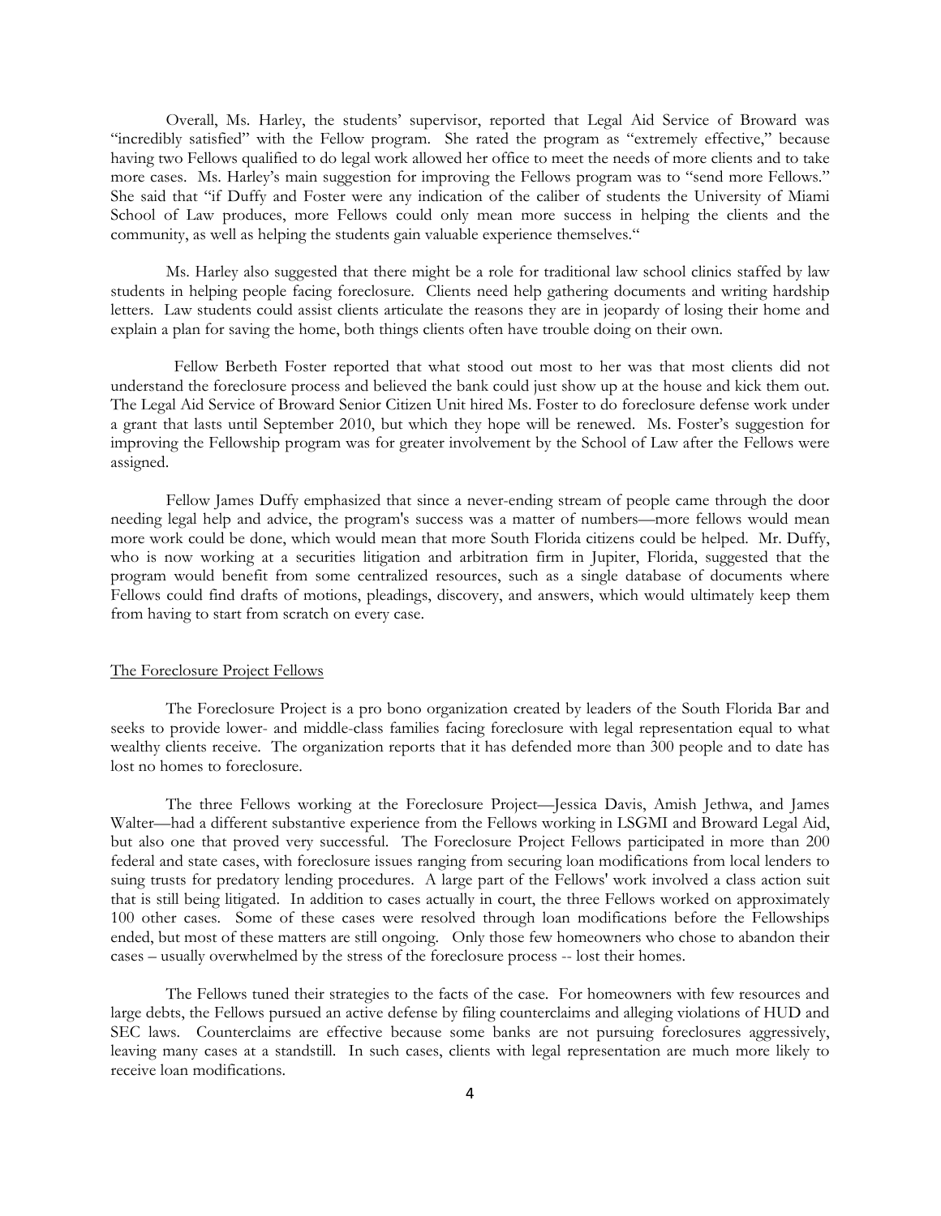Overall, Ms. Harley, the students' supervisor, reported that Legal Aid Service of Broward was "incredibly satisfied" with the Fellow program. She rated the program as "extremely effective," because having two Fellows qualified to do legal work allowed her office to meet the needs of more clients and to take more cases. Ms. Harley's main suggestion for improving the Fellows program was to "send more Fellows." She said that "if Duffy and Foster were any indication of the caliber of students the University of Miami School of Law produces, more Fellows could only mean more success in helping the clients and the community, as well as helping the students gain valuable experience themselves."

Ms. Harley also suggested that there might be a role for traditional law school clinics staffed by law students in helping people facing foreclosure. Clients need help gathering documents and writing hardship letters. Law students could assist clients articulate the reasons they are in jeopardy of losing their home and explain a plan for saving the home, both things clients often have trouble doing on their own.

Fellow Berbeth Foster reported that what stood out most to her was that most clients did not understand the foreclosure process and believed the bank could just show up at the house and kick them out. The Legal Aid Service of Broward Senior Citizen Unit hired Ms. Foster to do foreclosure defense work under a grant that lasts until September 2010, but which they hope will be renewed. Ms. Foster's suggestion for improving the Fellowship program was for greater involvement by the School of Law after the Fellows were assigned.

Fellow James Duffy emphasized that since a never-ending stream of people came through the door needing legal help and advice, the program's success was a matter of numbers—more fellows would mean more work could be done, which would mean that more South Florida citizens could be helped. Mr. Duffy, who is now working at a securities litigation and arbitration firm in Jupiter, Florida, suggested that the program would benefit from some centralized resources, such as a single database of documents where Fellows could find drafts of motions, pleadings, discovery, and answers, which would ultimately keep them from having to start from scratch on every case.

<u>The Foreclosure Project Fellows</u>

The Foreclosure Project is a pro bono organization created by leaders of the South Florida Bar and seeks to provide lower- and middle-class families facing foreclosure with legal representation equal to what wealthy clients receive. The organization reports that it has defended more than 300 people and to date has lost no homes to foreclosure.

The three Fellows working at the Foreclosure Project—Jessica Davis, Amish Jethwa, and James Walter—had a different substantive experience from the Fellows working in LSGMI and Broward Legal Aid, but also one that proved very successful. The Foreclosure Project Fellows participated in more than 200 federal and state cases, with foreclosure issues ranging from securing loan modifications from local lenders to suing trusts for predatory lending procedures. A large part of the Fellows' work involved a class action suit that is still being litigated. In addition to cases actually in court, the three Fellows worked on approximately 100 other cases. Some of these cases were resolved through loan modifications before the Fellowships ended, but most of these matters are still ongoing. Only those few homeowners who chose to abandon their cases – usually overwhelmed by the stress of the foreclosure process -- lost their homes.

The Fellows tuned their strategies to the facts of the case. For homeowners with few resources and large debts, the Fellows pursued an active defense by filing counterclaims and alleging violations of HUD and SEC laws. Counterclaims are effective because some banks are not pursuing foreclosures aggressively, leaving many cases at a standstill. In such cases, clients with legal representation are much more likely to receive loan modifications.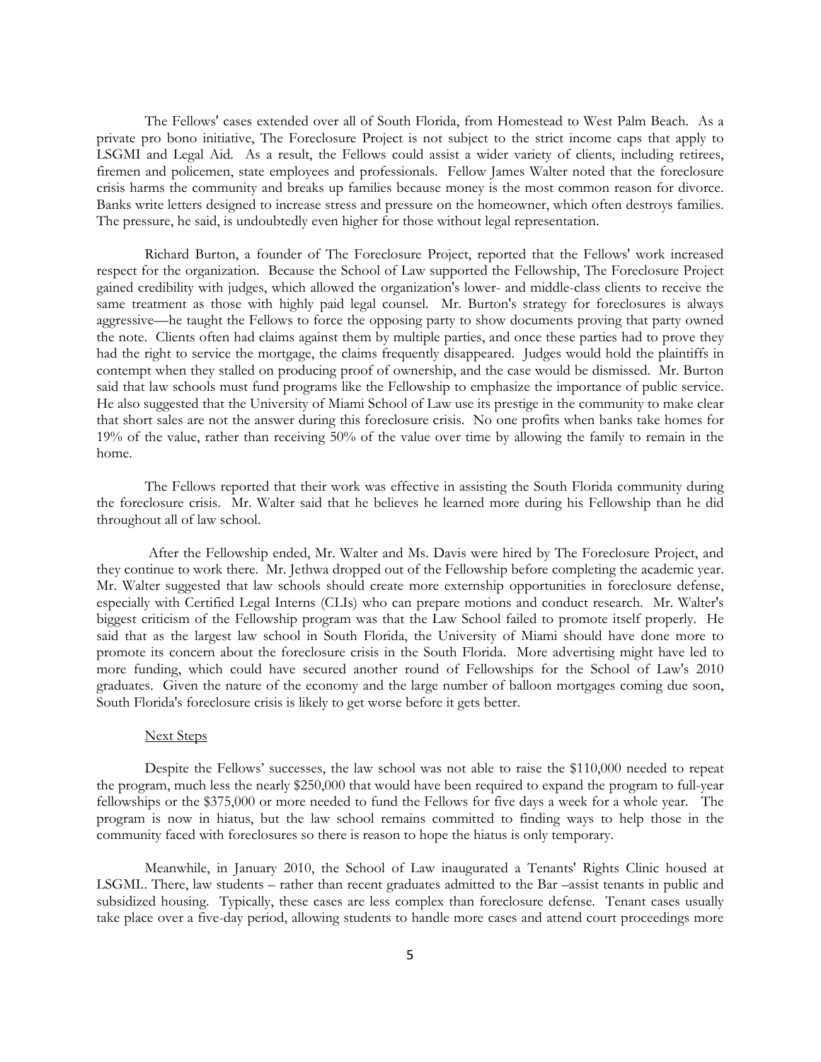The Fellows' cases extended over all of South Florida, from Homestead to West Palm Beach. As a private pro bono initiative, The Foreclosure Project is not subject to the strict income caps that apply to LSGMI and Legal Aid. As a result, the Fellows could assist a wider variety of clients, including retirees, firemen and policemen, state employees and professionals. Fellow James Walter noted that the foreclosure crisis harms the community and breaks up families because money is the most common reason for divorce. Banks write letters designed to increase stress and pressure on the homeowner, which often destroys families. The pressure, he said, is undoubtedly even higher for those without legal representation.

Richard Burton, a founder of The Foreclosure Project, reported that the Fellows' work increased respect for the organization. Because the School of Law supported the Fellowship, The Foreclosure Project gained credibility with judges, which allowed the organization's lower- and middle-class clients to receive the same treatment as those with highly paid legal counsel. Mr. Burton's strategy for foreclosures is always aggressive—he taught the Fellows to force the opposing party to show documents proving that party owned the note. Clients often had claims against them by multiple parties, and once these parties had to prove they had the right to service the mortgage, the claims frequently disappeared. Judges would hold the plaintiffs in contempt when they stalled on producing proof of ownership, and the case would be dismissed. Mr. Burton said that law schools must fund programs like the Fellowship to emphasize the importance of public service. He also suggested that the University of Miami School of Law use its prestige in the community to make clear that short sales are not the answer during this foreclosure crisis. No one profits when banks take homes for 19% of the value, rather than receiving 50% of the value over time by allowing the family to remain in the home.

The Fellows reported that their work was effective in assisting the South Florida community during the foreclosure crisis. Mr. Walter said that he believes he learned more during his Fellowship than he did throughout all of law school.

After the Fellowship ended, Mr. Walter and Ms. Davis were hired by The Foreclosure Project, and they continue to work there. Mr. Jethwa dropped out of the Fellowship before completing the academic year. Mr. Walter suggested that law schools should create more externship opportunities in foreclosure defense, especially with Certified Legal Interns (CLIs) who can prepare motions and conduct research. Mr. Walter's biggest criticism of the Fellowship program was that the Law School failed to promote itself properly. He said that as the largest law school in South Florida, the University of Miami should have done more to promote its concern about the foreclosure crisis in the South Florida. More advertising might have led to more funding, which could have secured another round of Fellowships for the School of Law's 2010 graduates. Given the nature of the economy and the large number of balloon mortgages coming due soon, South Florida's foreclosure crisis is likely to get worse before it gets better.

Next Steps

Despite the Fellows' successes, the law school was not able to raise the $110,000 needed to repeat the program, much less the nearly $250,000 that would have been required to expand the program to full-year fellowships or the $375,000 or more needed to fund the Fellows for five days a week for a whole year. The program is now in hiatus, but the law school remains committed to finding ways to help those in the community faced with foreclosures so there is reason to hope the hiatus is only temporary.

Meanwhile, in January 2010, the School of Law inaugurated a Tenants' Rights Clinic housed at LSGMI.. There, law students – rather than recent graduates admitted to the Bar –assist tenants in public and subsidized housing. Typically, these cases are less complex than foreclosure defense. Tenant cases usually take place over a five-day period, allowing students to handle more cases and attend court proceedings more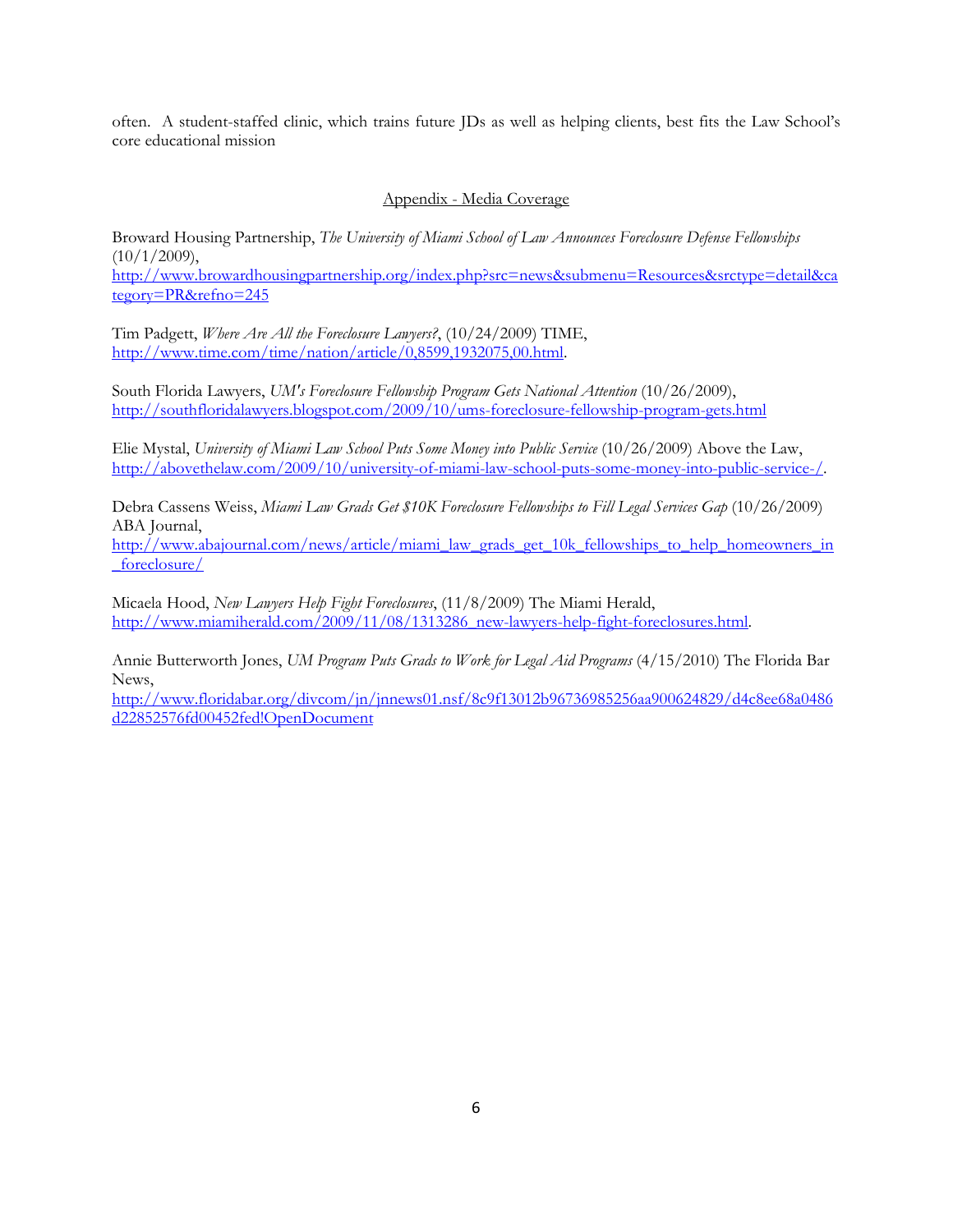often. A student-staffed clinic, which trains future JDs as well as helping clients, best fits the Law School's core educational mission

## Appendix - Media Coverage

Broward Housing Partnership, *The University of Miami School of Law Announces Foreclosure Defense Fellowships* (10/1/2009),
http://www.browardhousingpartnership.org/index.php?src=news&submenu=Resources&srctype=detail&category=PR&refno=245

Tim Padgett, *Where Are All the Foreclosure Lawyers?*, (10/24/2009) TIME,
http://www.time.com/time/nation/article/0,8599,1932075,00.html.

South Florida Lawyers, *UM's Foreclosure Fellowship Program Gets National Attention* (10/26/2009),
http://southfloridalawyers.blogspot.com/2009/10/ums-foreclosure-fellowship-program-gets.html

Elie Mystal, *University of Miami Law School Puts Some Money into Public Service* (10/26/2009) Above the Law,
http://abovethelaw.com/2009/10/university-of-miami-law-school-puts-some-money-into-public-service-/.

Debra Cassens Weiss, *Miami Law Grads Get $10K Foreclosure Fellowships to Fill Legal Services Gap* (10/26/2009) ABA Journal,
http://www.abajournal.com/news/article/miami_law_grads_get_10k_fellowships_to_help_homeowners_in_foreclosure/

Micaela Hood, *New Lawyers Help Fight Foreclosures*, (11/8/2009) The Miami Herald,
http://www.miamiherald.com/2009/11/08/1313286_new-lawyers-help-fight-foreclosures.html.

Annie Butterworth Jones, *UM Program Puts Grads to Work for Legal Aid Programs* (4/15/2010) The Florida Bar News,
http://www.floridabar.org/divcom/jn/jnnews01.nsf/8c9f13012b96736985256aa900624829/d4c8ee68a0486d22852576fd00452fed!OpenDocument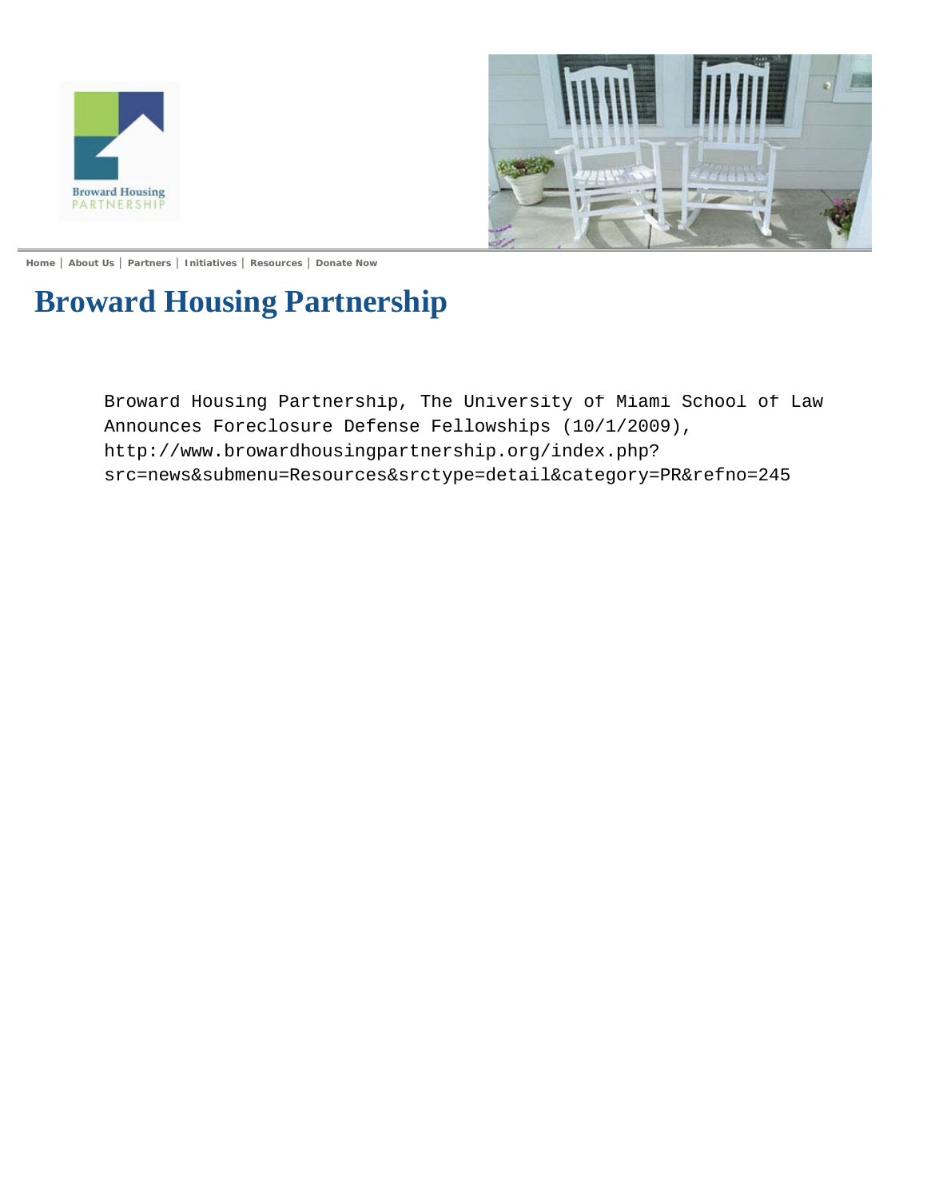Home | About Us | Partners | Initiatives | Resources | Donate Now

# Broward Housing Partnership

Broward Housing Partnership, The University of Miami School of Law Announces Foreclosure Defense Fellowships (10/1/2009), http://www.browardhousingpartnership.org/index.php?src=news&submenu=Resources&srctype=detail&category=PR&refno=245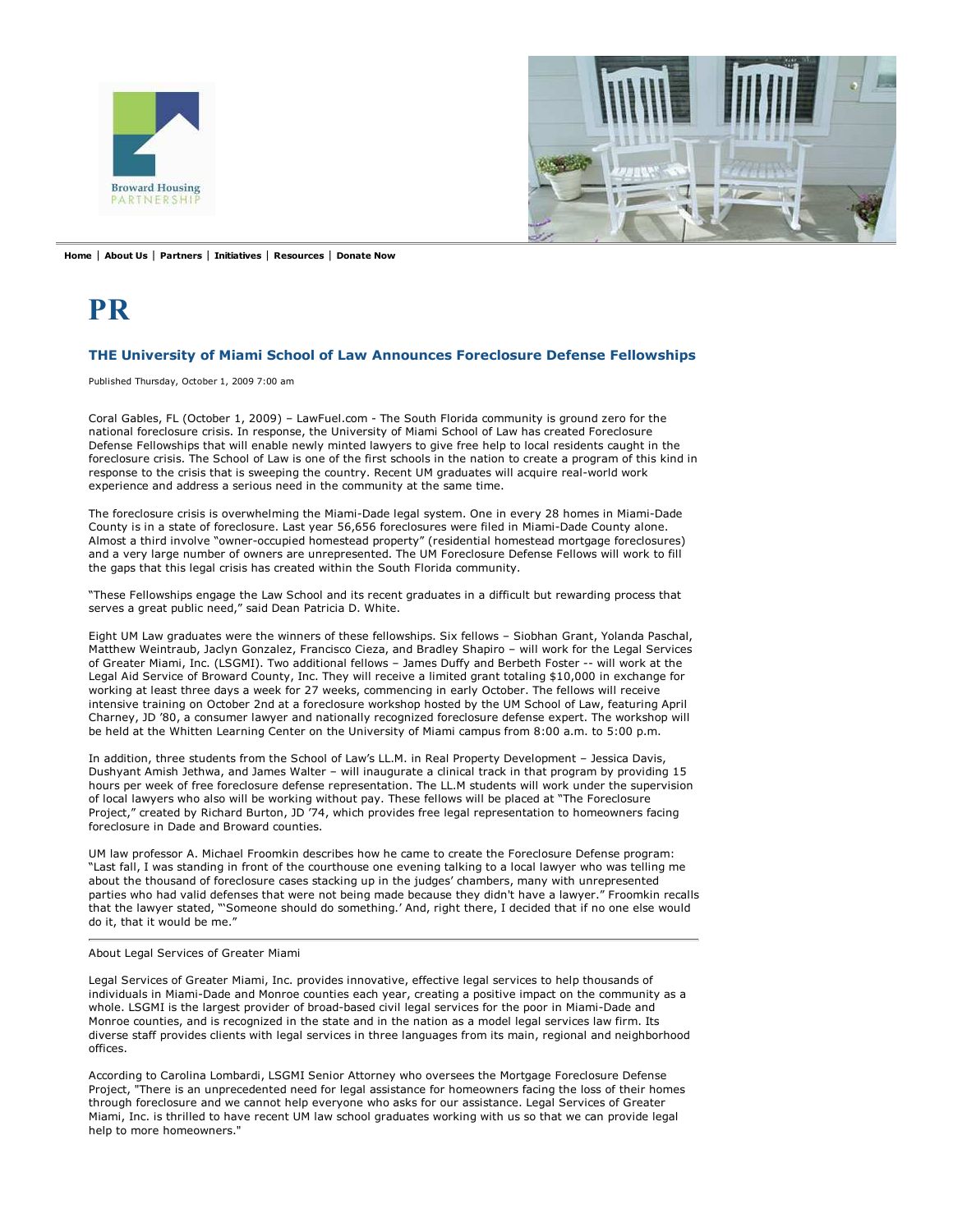Broward Housing PARTNERSHIP

**Home** | **About Us** | **Partners** | **Initiatives** | **Resources** | **Donate Now**

# PR

### THE University of Miami School of Law Announces Foreclosure Defense Fellowships

Published Thursday, October 1, 2009 7:00 am

Coral Gables, FL (October 1, 2009) – LawFuel.com - The South Florida community is ground zero for the national foreclosure crisis. In response, the University of Miami School of Law has created Foreclosure Defense Fellowships that will enable newly minted lawyers to give free help to local residents caught in the foreclosure crisis. The School of Law is one of the first schools in the nation to create a program of this kind in response to the crisis that is sweeping the country. Recent UM graduates will acquire real-world work experience and address a serious need in the community at the same time.

The foreclosure crisis is overwhelming the Miami-Dade legal system. One in every 28 homes in Miami-Dade County is in a state of foreclosure. Last year 56,656 foreclosures were filed in Miami-Dade County alone. Almost a third involve "owner-occupied homestead property" (residential homestead mortgage foreclosures) and a very large number of owners are unrepresented. The UM Foreclosure Defense Fellows will work to fill the gaps that this legal crisis has created within the South Florida community.

"These Fellowships engage the Law School and its recent graduates in a difficult but rewarding process that serves a great public need," said Dean Patricia D. White.

Eight UM Law graduates were the winners of these fellowships. Six fellows – Siobhan Grant, Yolanda Paschal, Matthew Weintraub, Jaclyn Gonzalez, Francisco Cieza, and Bradley Shapiro – will work for the Legal Services of Greater Miami, Inc. (LSGMI). Two additional fellows – James Duffy and Berbeth Foster -- will work at the Legal Aid Service of Broward County, Inc. They will receive a limited grant totaling $10,000 in exchange for working at least three days a week for 27 weeks, commencing in early October. The fellows will receive intensive training on October 2nd at a foreclosure workshop hosted by the UM School of Law, featuring April Charney, JD '80, a consumer lawyer and nationally recognized foreclosure defense expert. The workshop will be held at the Whitten Learning Center on the University of Miami campus from 8:00 a.m. to 5:00 p.m.

In addition, three students from the School of Law's LL.M. in Real Property Development – Jessica Davis, Dushyant Amish Jethwa, and James Walter – will inaugurate a clinical track in that program by providing 15 hours per week of free foreclosure defense representation. The LL.M students will work under the supervision of local lawyers who also will be working without pay. These fellows will be placed at "The Foreclosure Project," created by Richard Burton, JD '74, which provides free legal representation to homeowners facing foreclosure in Dade and Broward counties.

UM law professor A. Michael Froomkin describes how he came to create the Foreclosure Defense program: "Last fall, I was standing in front of the courthouse one evening talking to a local lawyer who was telling me about the thousand of foreclosure cases stacking up in the judges' chambers, many with unrepresented parties who had valid defenses that were not being made because they didn't have a lawyer." Froomkin recalls that the lawyer stated, "'Someone should do something.' And, right there, I decided that if no one else would do it, that it would be me."

---

About Legal Services of Greater Miami

Legal Services of Greater Miami, Inc. provides innovative, effective legal services to help thousands of individuals in Miami-Dade and Monroe counties each year, creating a positive impact on the community as a whole. LSGMI is the largest provider of broad-based civil legal services for the poor in Miami-Dade and Monroe counties, and is recognized in the state and in the nation as a model legal services law firm. Its diverse staff provides clients with legal services in three languages from its main, regional and neighborhood offices.

According to Carolina Lombardi, LSGMI Senior Attorney who oversees the Mortgage Foreclosure Defense Project, "There is an unprecedented need for legal assistance for homeowners facing the loss of their homes through foreclosure and we cannot help everyone who asks for our assistance. Legal Services of Greater Miami, Inc. is thrilled to have recent UM law school graduates working with us so that we can provide legal help to more homeowners."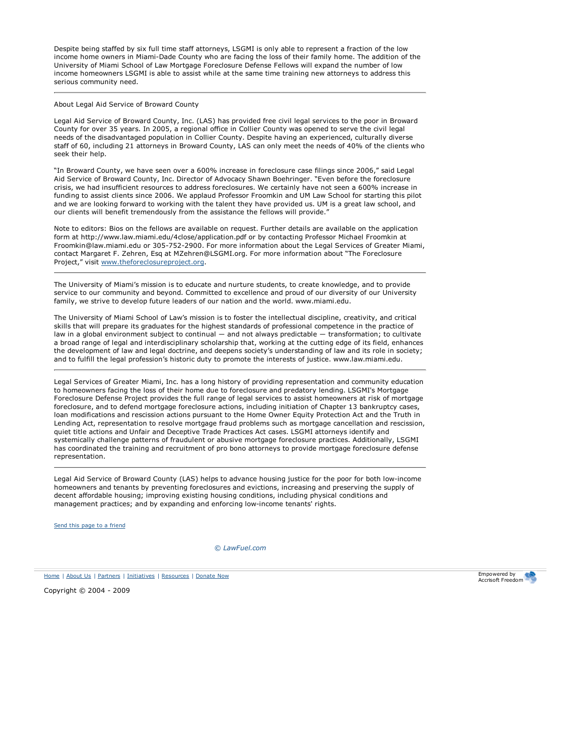Despite being staffed by six full time staff attorneys, LSGMI is only able to represent a fraction of the low income home owners in Miami-Dade County who are facing the loss of their family home. The addition of the University of Miami School of Law Mortgage Foreclosure Defense Fellows will expand the number of low income homeowners LSGMI is able to assist while at the same time training new attorneys to address this serious community need.

---

About Legal Aid Service of Broward County

Legal Aid Service of Broward County, Inc. (LAS) has provided free civil legal services to the poor in Broward County for over 35 years. In 2005, a regional office in Collier County was opened to serve the civil legal needs of the disadvantaged population in Collier County. Despite having an experienced, culturally diverse staff of 60, including 21 attorneys in Broward County, LAS can only meet the needs of 40% of the clients who seek their help.

"In Broward County, we have seen over a 600% increase in foreclosure case filings since 2006," said Legal Aid Service of Broward County, Inc. Director of Advocacy Shawn Boehringer. "Even before the foreclosure crisis, we had insufficient resources to address foreclosures. We certainly have not seen a 600% increase in funding to assist clients since 2006. We applaud Professor Froomkin and UM Law School for starting this pilot and we are looking forward to working with the talent they have provided us. UM is a great law school, and our clients will benefit tremendously from the assistance the fellows will provide."

Note to editors: Bios on the fellows are available on request. Further details are available on the application form at http://www.law.miami.edu/4close/application.pdf or by contacting Professor Michael Froomkin at Froomkin@law.miami.edu or 305-752-2900. For more information about the Legal Services of Greater Miami, contact Margaret F. Zehren, Esq at MZehren@LSGMI.org. For more information about "The Foreclosure Project," visit [www.theforeclosureproject.org](www.theforeclosureproject.org).

---

The University of Miami's mission is to educate and nurture students, to create knowledge, and to provide service to our community and beyond. Committed to excellence and proud of our diversity of our University family, we strive to develop future leaders of our nation and the world. www.miami.edu.

The University of Miami School of Law's mission is to foster the intellectual discipline, creativity, and critical skills that will prepare its graduates for the highest standards of professional competence in the practice of law in a global environment subject to continual — and not always predictable — transformation; to cultivate a broad range of legal and interdisciplinary scholarship that, working at the cutting edge of its field, enhances the development of law and legal doctrine, and deepens society's understanding of law and its role in society; and to fulfill the legal profession's historic duty to promote the interests of justice. www.law.miami.edu.

---

Legal Services of Greater Miami, Inc. has a long history of providing representation and community education to homeowners facing the loss of their home due to foreclosure and predatory lending. LSGMI's Mortgage Foreclosure Defense Project provides the full range of legal services to assist homeowners at risk of mortgage foreclosure, and to defend mortgage foreclosure actions, including initiation of Chapter 13 bankruptcy cases, loan modifications and rescission actions pursuant to the Home Owner Equity Protection Act and the Truth in Lending Act, representation to resolve mortgage fraud problems such as mortgage cancellation and rescission, quiet title actions and Unfair and Deceptive Trade Practices Act cases. LSGMI attorneys identify and systemically challenge patterns of fraudulent or abusive mortgage foreclosure practices. Additionally, LSGMI has coordinated the training and recruitment of pro bono attorneys to provide mortgage foreclosure defense representation.

---

Legal Aid Service of Broward County (LAS) helps to advance housing justice for the poor for both low-income homeowners and tenants by preventing foreclosures and evictions, increasing and preserving the supply of decent affordable housing; improving existing housing conditions, including physical conditions and management practices; and by expanding and enforcing low-income tenants' rights.

Send this page to a friend

*© LawFuel.com*

Home | About Us | Partners | Initiatives | Resources | Donate Now

Empowered by Accrisoft Freedom

Copyright © 2004 - 2009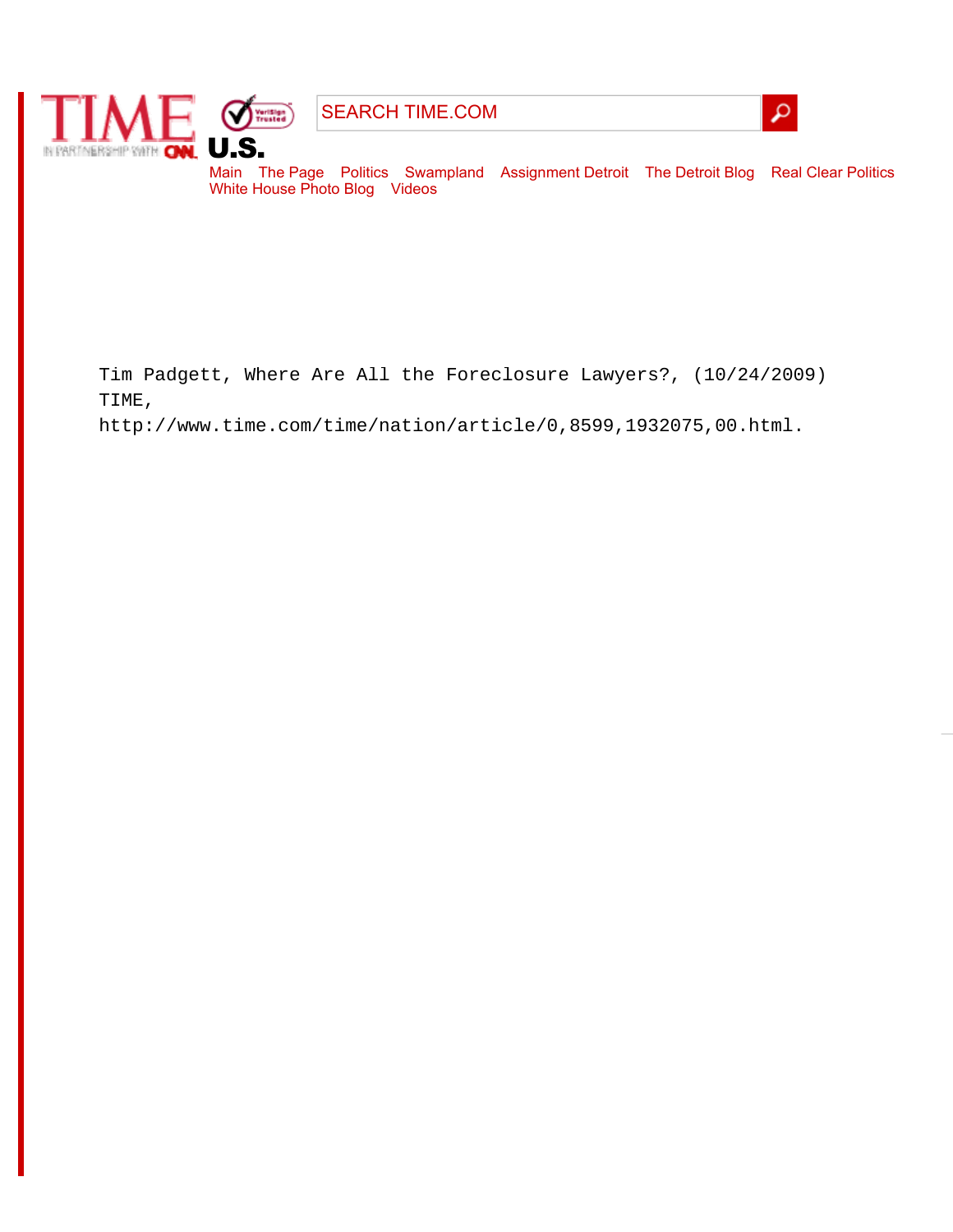TIME

SEARCH TIME.COM

U.S.

Main The Page Politics Swampland Assignment Detroit The Detroit Blog Real Clear Politics White House Photo Blog Videos

Tim Padgett, Where Are All the Foreclosure Lawyers?, (10/24/2009) TIME, http://www.time.com/time/nation/article/0,8599,1932075,00.html.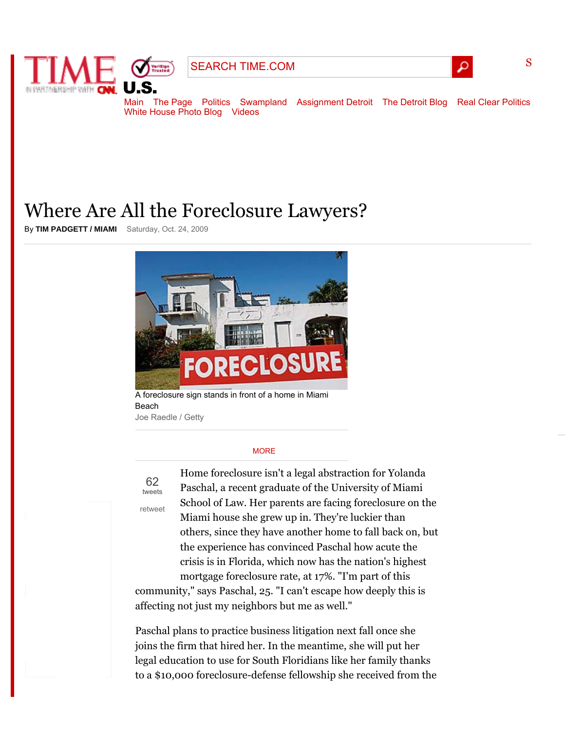# Where Are All the Foreclosure Lawyers?

By **TIM PADGETT / MIAMI** Saturday, Oct. 24, 2009

A foreclosure sign stands in front of a home in Miami Beach

Joe Raedle / Getty

Home foreclosure isn't a legal abstraction for Yolanda Paschal, a recent graduate of the University of Miami School of Law. Her parents are facing foreclosure on the Miami house she grew up in. They're luckier than others, since they have another home to fall back on, but the experience has convinced Paschal how acute the crisis is in Florida, which now has the nation's highest mortgage foreclosure rate, at 17%. "I'm part of this community," says Paschal, 25. "I can't escape how deeply this is affecting not just my neighbors but me as well."

Paschal plans to practice business litigation next fall once she joins the firm that hired her. In the meantime, she will put her legal education to use for South Floridians like her family thanks to a $10,000 foreclosure-defense fellowship she received from the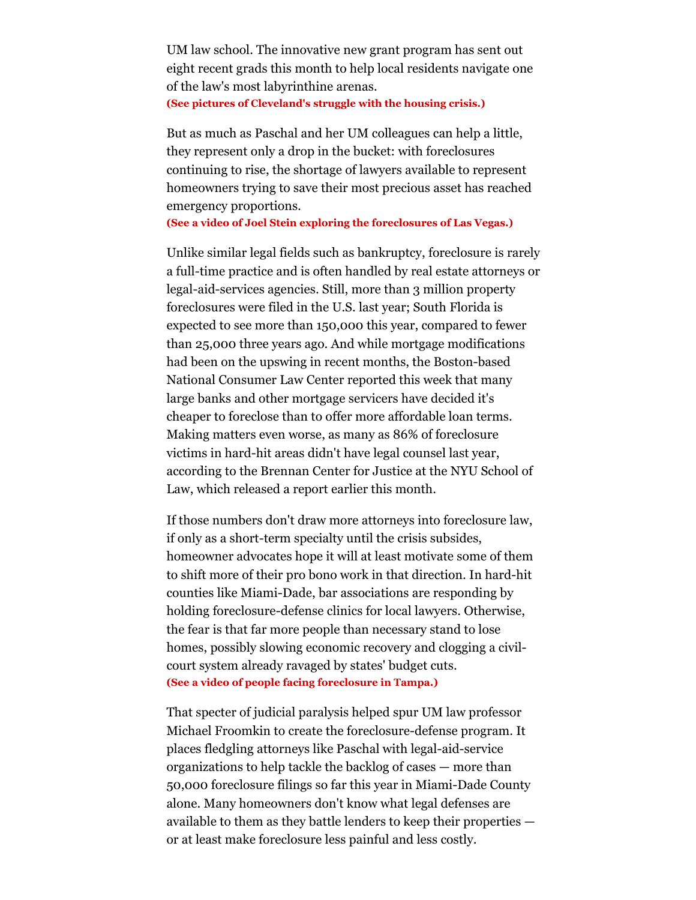UM law school. The innovative new grant program has sent out eight recent grads this month to help local residents navigate one of the law's most labyrinthine arenas.
**(See pictures of Cleveland's struggle with the housing crisis.)**

But as much as Paschal and her UM colleagues can help a little, they represent only a drop in the bucket: with foreclosures continuing to rise, the shortage of lawyers available to represent homeowners trying to save their most precious asset has reached emergency proportions.
**(See a video of Joel Stein exploring the foreclosures of Las Vegas.)**

Unlike similar legal fields such as bankruptcy, foreclosure is rarely a full-time practice and is often handled by real estate attorneys or legal-aid-services agencies. Still, more than 3 million property foreclosures were filed in the U.S. last year; South Florida is expected to see more than 150,000 this year, compared to fewer than 25,000 three years ago. And while mortgage modifications had been on the upswing in recent months, the Boston-based National Consumer Law Center reported this week that many large banks and other mortgage servicers have decided it's cheaper to foreclose than to offer more affordable loan terms. Making matters even worse, as many as 86% of foreclosure victims in hard-hit areas didn't have legal counsel last year, according to the Brennan Center for Justice at the NYU School of Law, which released a report earlier this month.

If those numbers don't draw more attorneys into foreclosure law, if only as a short-term specialty until the crisis subsides, homeowner advocates hope it will at least motivate some of them to shift more of their pro bono work in that direction. In hard-hit counties like Miami-Dade, bar associations are responding by holding foreclosure-defense clinics for local lawyers. Otherwise, the fear is that far more people than necessary stand to lose homes, possibly slowing economic recovery and clogging a civil-court system already ravaged by states' budget cuts.
**(See a video of people facing foreclosure in Tampa.)**

That specter of judicial paralysis helped spur UM law professor Michael Froomkin to create the foreclosure-defense program. It places fledgling attorneys like Paschal with legal-aid-service organizations to help tackle the backlog of cases — more than 50,000 foreclosure filings so far this year in Miami-Dade County alone. Many homeowners don't know what legal defenses are available to them as they battle lenders to keep their properties — or at least make foreclosure less painful and less costly.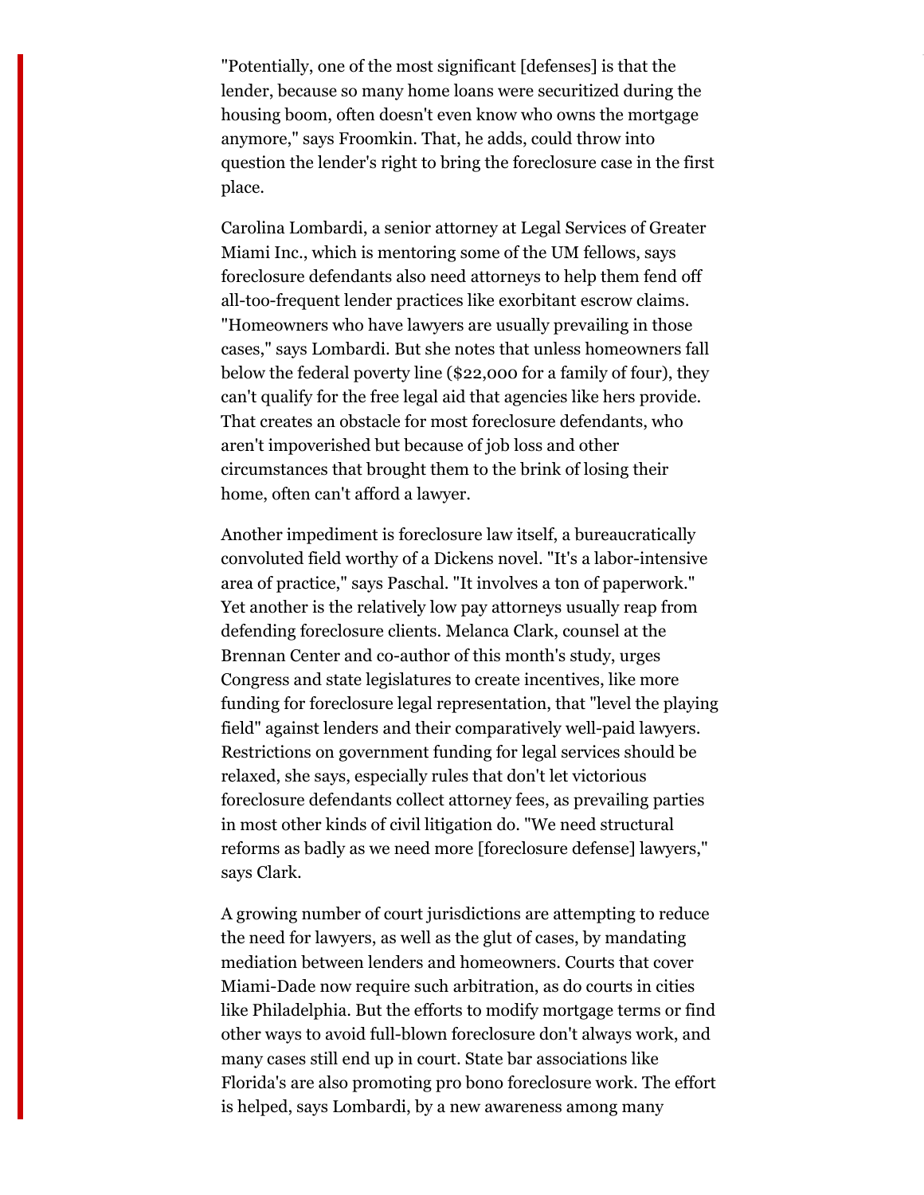"Potentially, one of the most significant [defenses] is that the lender, because so many home loans were securitized during the housing boom, often doesn't even know who owns the mortgage anymore," says Froomkin. That, he adds, could throw into question the lender's right to bring the foreclosure case in the first place.

Carolina Lombardi, a senior attorney at Legal Services of Greater Miami Inc., which is mentoring some of the UM fellows, says foreclosure defendants also need attorneys to help them fend off all-too-frequent lender practices like exorbitant escrow claims. "Homeowners who have lawyers are usually prevailing in those cases," says Lombardi. But she notes that unless homeowners fall below the federal poverty line ($22,000 for a family of four), they can't qualify for the free legal aid that agencies like hers provide. That creates an obstacle for most foreclosure defendants, who aren't impoverished but because of job loss and other circumstances that brought them to the brink of losing their home, often can't afford a lawyer.

Another impediment is foreclosure law itself, a bureaucratically convoluted field worthy of a Dickens novel. "It's a labor-intensive area of practice," says Paschal. "It involves a ton of paperwork." Yet another is the relatively low pay attorneys usually reap from defending foreclosure clients. Melanca Clark, counsel at the Brennan Center and co-author of this month's study, urges Congress and state legislatures to create incentives, like more funding for foreclosure legal representation, that "level the playing field" against lenders and their comparatively well-paid lawyers. Restrictions on government funding for legal services should be relaxed, she says, especially rules that don't let victorious foreclosure defendants collect attorney fees, as prevailing parties in most other kinds of civil litigation do. "We need structural reforms as badly as we need more [foreclosure defense] lawyers," says Clark.

A growing number of court jurisdictions are attempting to reduce the need for lawyers, as well as the glut of cases, by mandating mediation between lenders and homeowners. Courts that cover Miami-Dade now require such arbitration, as do courts in cities like Philadelphia. But the efforts to modify mortgage terms or find other ways to avoid full-blown foreclosure don't always work, and many cases still end up in court. State bar associations like Florida's are also promoting pro bono foreclosure work. The effort is helped, says Lombardi, by a new awareness among many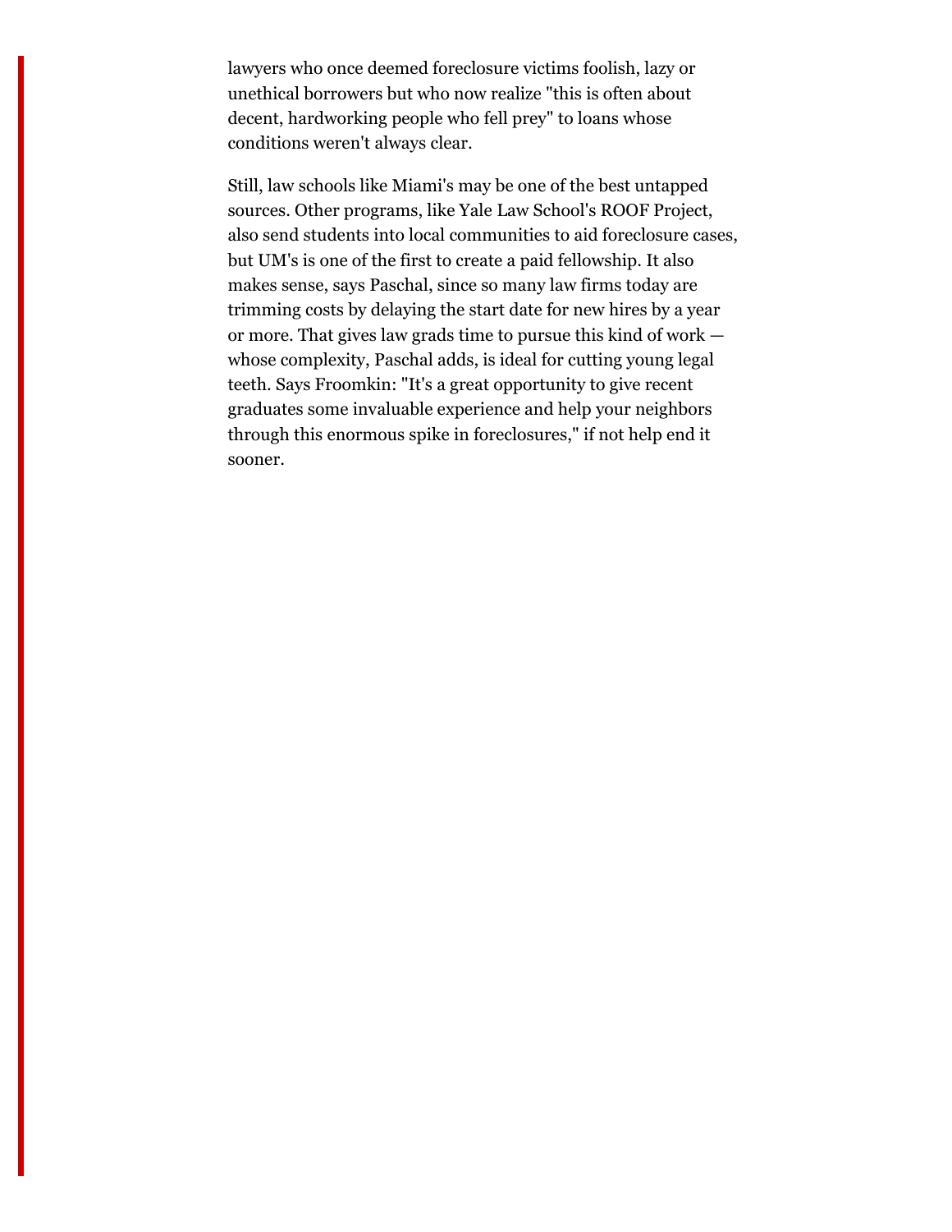lawyers who once deemed foreclosure victims foolish, lazy or unethical borrowers but who now realize "this is often about decent, hardworking people who fell prey" to loans whose conditions weren't always clear.

Still, law schools like Miami's may be one of the best untapped sources. Other programs, like Yale Law School's ROOF Project, also send students into local communities to aid foreclosure cases, but UM's is one of the first to create a paid fellowship. It also makes sense, says Paschal, since so many law firms today are trimming costs by delaying the start date for new hires by a year or more. That gives law grads time to pursue this kind of work — whose complexity, Paschal adds, is ideal for cutting young legal teeth. Says Froomkin: "It's a great opportunity to give recent graduates some invaluable experience and help your neighbors through this enormous spike in foreclosures," if not help end it sooner.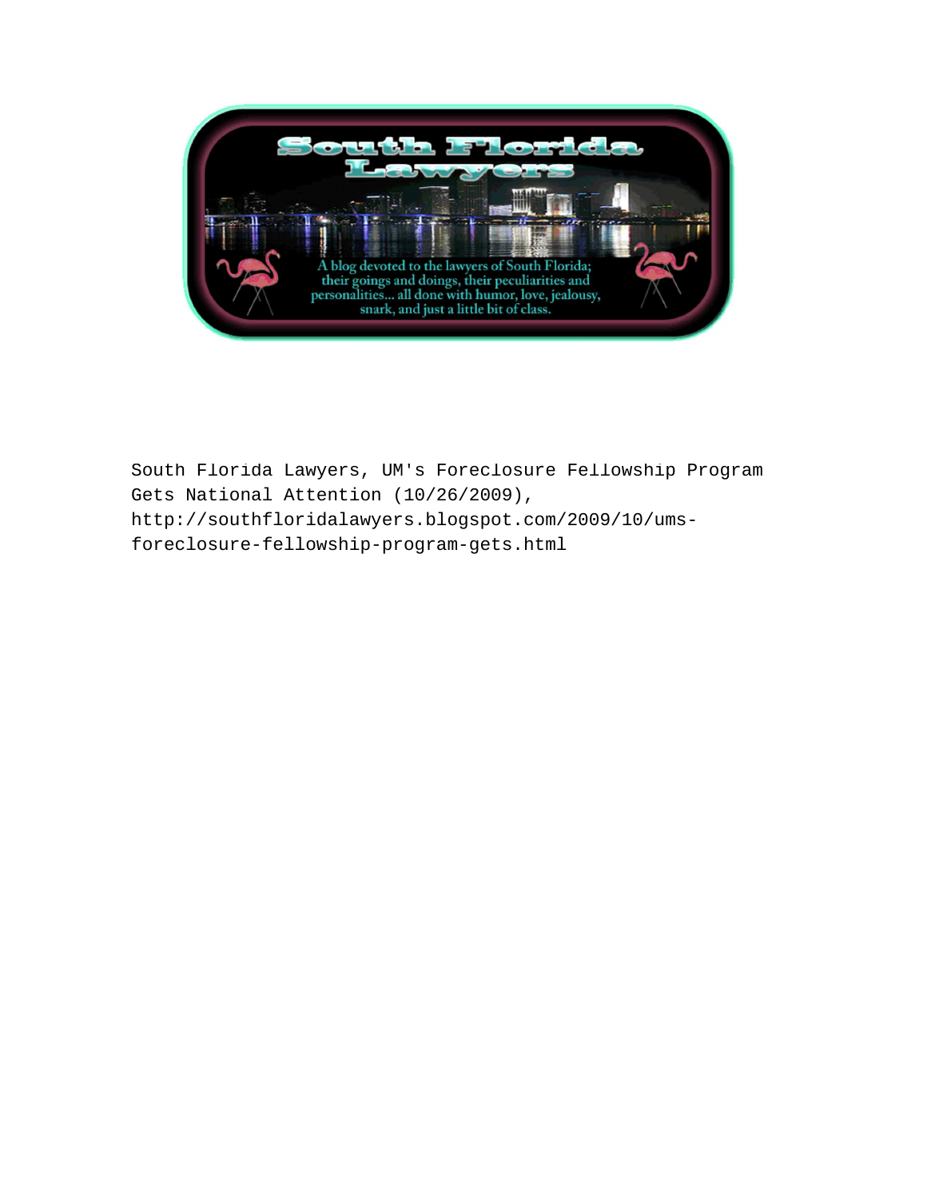South Florida Lawyers, UM's Foreclosure Fellowship Program Gets National Attention (10/26/2009), http://southfloridalawyers.blogspot.com/2009/10/ums-foreclosure-fellowship-program-gets.html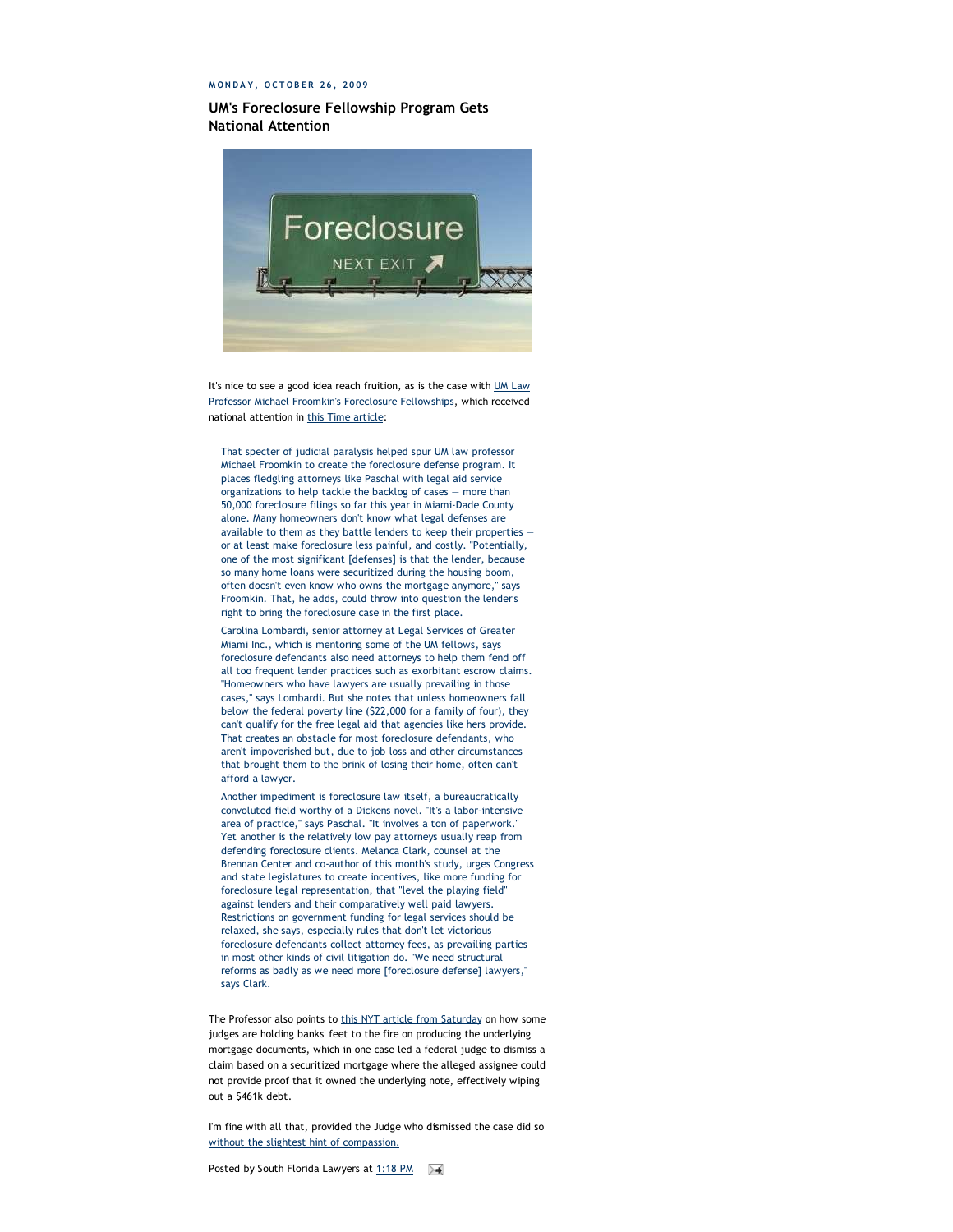MONDAY, OCTOBER 26, 2009

## UM's Foreclosure Fellowship Program Gets National Attention

It's nice to see a good idea reach fruition, as is the case with UM Law Professor Michael Froomkin's Foreclosure Fellowships, which received national attention in this Time article:

> That specter of judicial paralysis helped spur UM law professor Michael Froomkin to create the foreclosure defense program. It places fledgling attorneys like Paschal with legal aid service organizations to help tackle the backlog of cases — more than 50,000 foreclosure filings so far this year in Miami-Dade County alone. Many homeowners don't know what legal defenses are available to them as they battle lenders to keep their properties — or at least make foreclosure less painful, and costly. "Potentially, one of the most significant [defenses] is that the lender, because so many home loans were securitized during the housing boom, often doesn't even know who owns the mortgage anymore," says Froomkin. That, he adds, could throw into question the lender's right to bring the foreclosure case in the first place.
>
> Carolina Lombardi, senior attorney at Legal Services of Greater Miami Inc., which is mentoring some of the UM fellows, says foreclosure defendants also need attorneys to help them fend off all too frequent lender practices such as exorbitant escrow claims. "Homeowners who have lawyers are usually prevailing in those cases," says Lombardi. But she notes that unless homeowners fall below the federal poverty line ($22,000 for a family of four), they can't qualify for the free legal aid that agencies like hers provide. That creates an obstacle for most foreclosure defendants, who aren't impoverished but, due to job loss and other circumstances that brought them to the brink of losing their home, often can't afford a lawyer.
>
> Another impediment is foreclosure law itself, a bureaucratically convoluted field worthy of a Dickens novel. "It's a labor-intensive area of practice," says Paschal. "It involves a ton of paperwork." Yet another is the relatively low pay attorneys usually reap from defending foreclosure clients. Melanca Clark, counsel at the Brennan Center and co-author of this month's study, urges Congress and state legislatures to create incentives, like more funding for foreclosure legal representation, that "level the playing field" against lenders and their comparatively well paid lawyers. Restrictions on government funding for legal services should be relaxed, she says, especially rules that don't let victorious foreclosure defendants collect attorney fees, as prevailing parties in most other kinds of civil litigation do. "We need structural reforms as badly as we need more [foreclosure defense] lawyers," says Clark.

The Professor also points to this NYT article from Saturday on how some judges are holding banks' feet to the fire on producing the underlying mortgage documents, which in one case led a federal judge to dismiss a claim based on a securitized mortgage where the alleged assignee could not provide proof that it owned the underlying note, effectively wiping out a $461k debt.

I'm fine with all that, provided the Judge who dismissed the case did so without the slightest hint of compassion.

Posted by South Florida Lawyers at 1:18 PM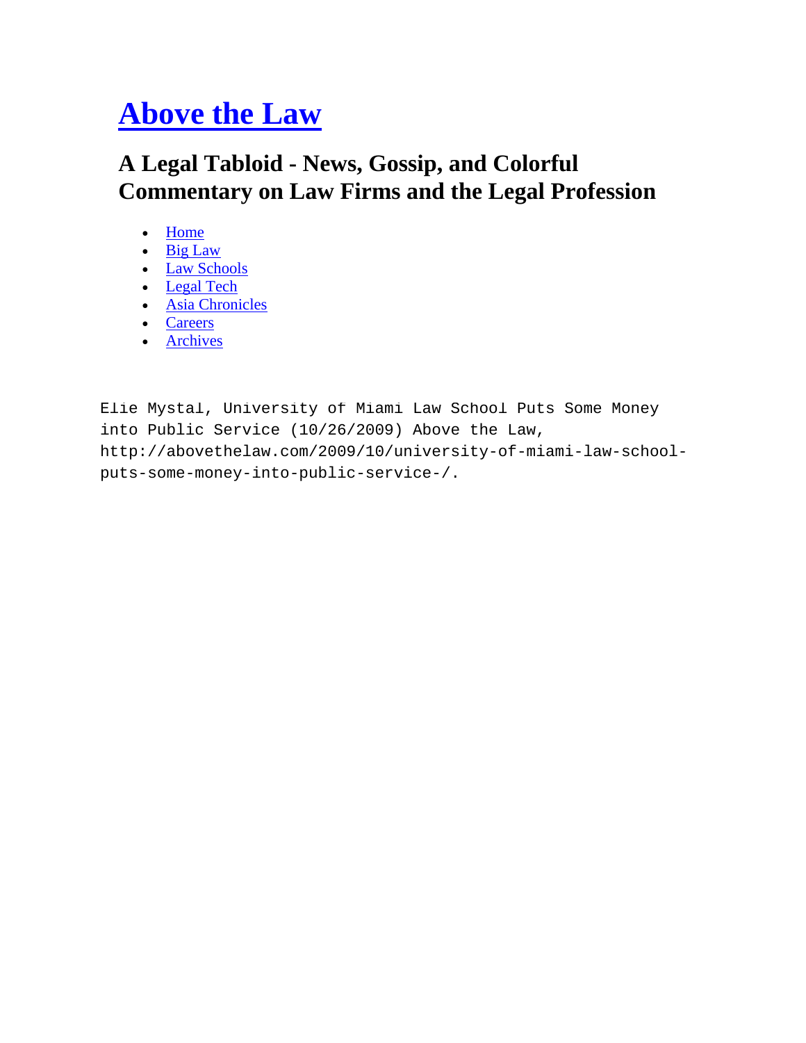# Above the Law

## A Legal Tabloid - News, Gossip, and Colorful Commentary on Law Firms and the Legal Profession

- Home
- Big Law
- Law Schools
- Legal Tech
- Asia Chronicles
- Careers
- Archives

Elie Mystal, University of Miami Law School Puts Some Money into Public Service (10/26/2009) Above the Law, http://abovethelaw.com/2009/10/university-of-miami-law-school-puts-some-money-into-public-service-/.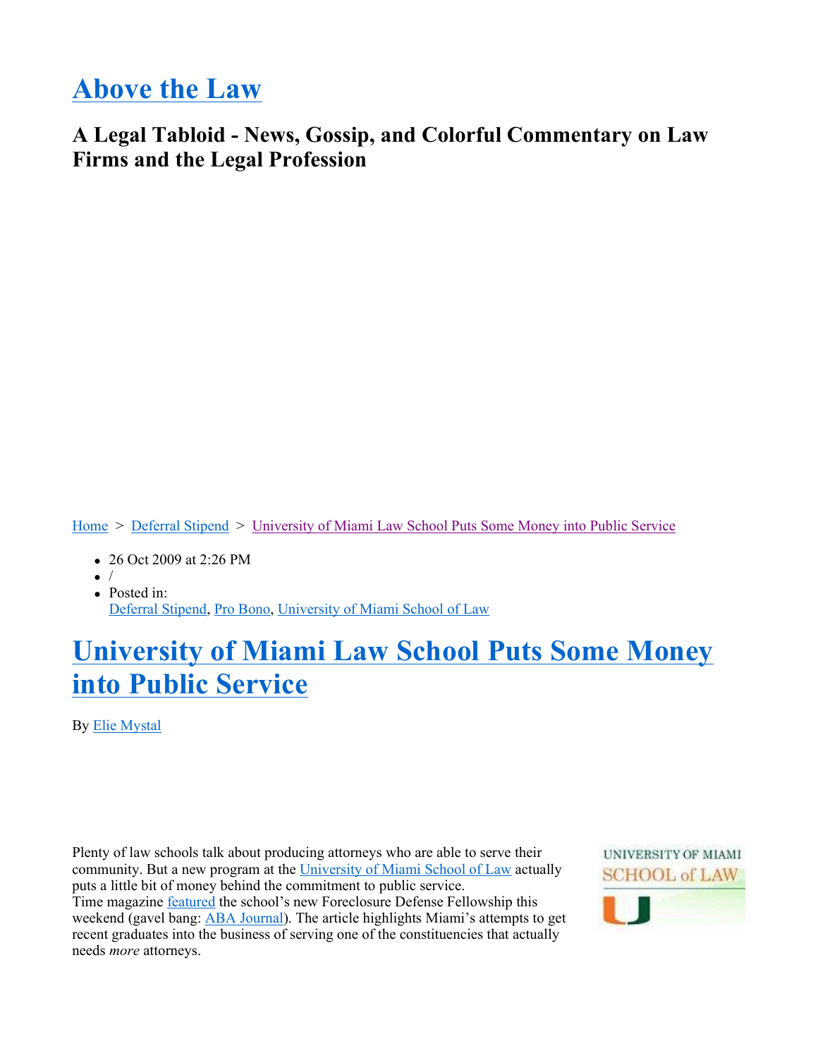# Above the Law

## A Legal Tabloid - News, Gossip, and Colorful Commentary on Law Firms and the Legal Profession

Home > Deferral Stipend > University of Miami Law School Puts Some Money into Public Service

- 26 Oct 2009 at 2:26 PM
- /
- Posted in:
  Deferral Stipend, Pro Bono, University of Miami School of Law

# University of Miami Law School Puts Some Money into Public Service

By Elie Mystal

Plenty of law schools talk about producing attorneys who are able to serve their community. But a new program at the University of Miami School of Law actually puts a little bit of money behind the commitment to public service.
Time magazine featured the school's new Foreclosure Defense Fellowship this weekend (gavel bang: ABA Journal). The article highlights Miami's attempts to get recent graduates into the business of serving one of the constituencies that actually needs *more* attorneys.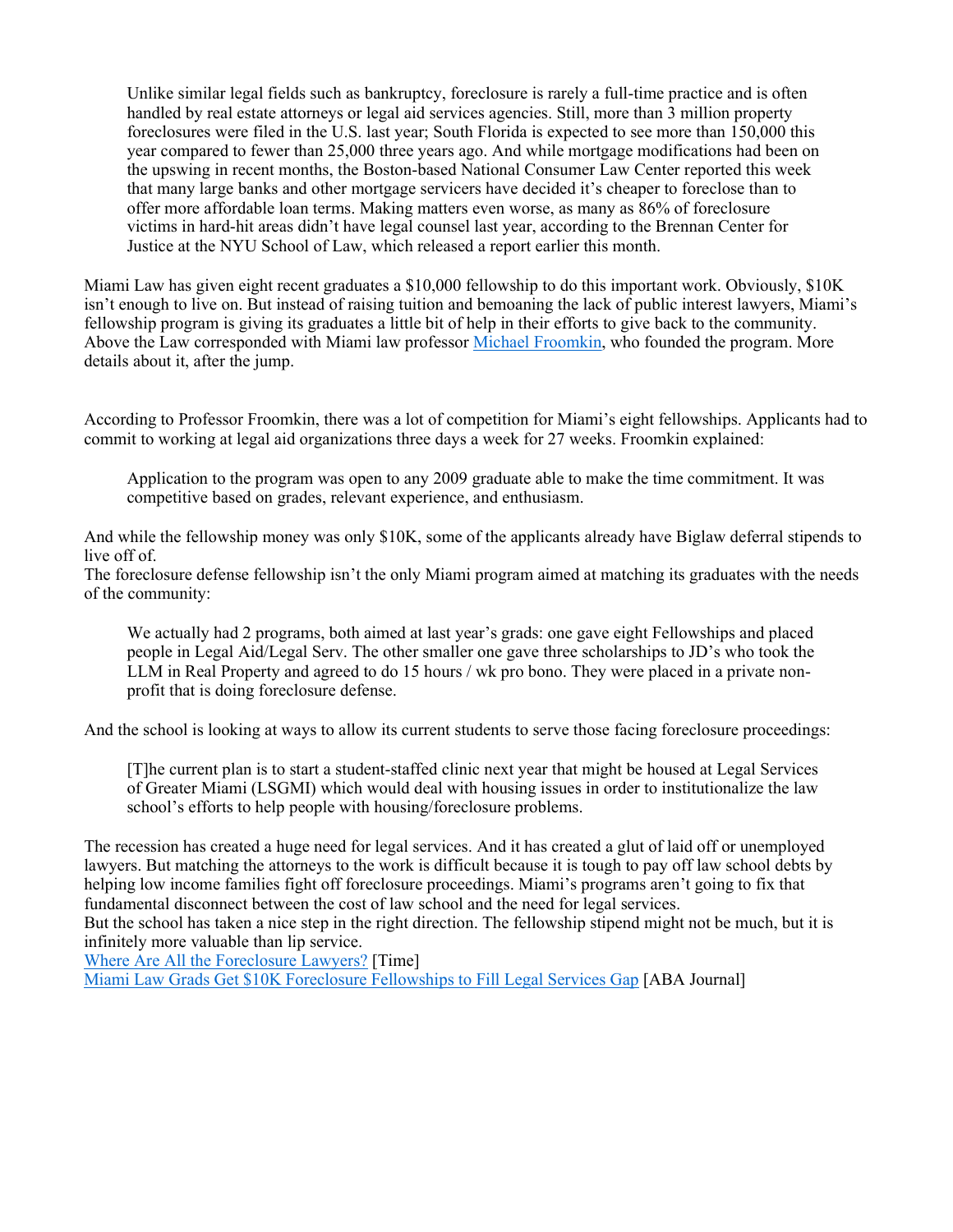> Unlike similar legal fields such as bankruptcy, foreclosure is rarely a full-time practice and is often handled by real estate attorneys or legal aid services agencies. Still, more than 3 million property foreclosures were filed in the U.S. last year; South Florida is expected to see more than 150,000 this year compared to fewer than 25,000 three years ago. And while mortgage modifications had been on the upswing in recent months, the Boston-based National Consumer Law Center reported this week that many large banks and other mortgage servicers have decided it's cheaper to foreclose than to offer more affordable loan terms. Making matters even worse, as many as 86% of foreclosure victims in hard-hit areas didn't have legal counsel last year, according to the Brennan Center for Justice at the NYU School of Law, which released a report earlier this month.

Miami Law has given eight recent graduates a $10,000 fellowship to do this important work. Obviously, $10K isn't enough to live on. But instead of raising tuition and bemoaning the lack of public interest lawyers, Miami's fellowship program is giving its graduates a little bit of help in their efforts to give back to the community. Above the Law corresponded with Miami law professor [Michael Froomkin](), who founded the program. More details about it, after the jump.

According to Professor Froomkin, there was a lot of competition for Miami's eight fellowships. Applicants had to commit to working at legal aid organizations three days a week for 27 weeks. Froomkin explained:

> Application to the program was open to any 2009 graduate able to make the time commitment. It was competitive based on grades, relevant experience, and enthusiasm.

And while the fellowship money was only $10K, some of the applicants already have Biglaw deferral stipends to live off of.
The foreclosure defense fellowship isn't the only Miami program aimed at matching its graduates with the needs of the community:

> We actually had 2 programs, both aimed at last year's grads: one gave eight Fellowships and placed people in Legal Aid/Legal Serv. The other smaller one gave three scholarships to JD's who took the LLM in Real Property and agreed to do 15 hours / wk pro bono. They were placed in a private non-profit that is doing foreclosure defense.

And the school is looking at ways to allow its current students to serve those facing foreclosure proceedings:

> [T]he current plan is to start a student-staffed clinic next year that might be housed at Legal Services of Greater Miami (LSGMI) which would deal with housing issues in order to institutionalize the law school's efforts to help people with housing/foreclosure problems.

The recession has created a huge need for legal services. And it has created a glut of laid off or unemployed lawyers. But matching the attorneys to the work is difficult because it is tough to pay off law school debts by helping low income families fight off foreclosure proceedings. Miami's programs aren't going to fix that fundamental disconnect between the cost of law school and the need for legal services.
But the school has taken a nice step in the right direction. The fellowship stipend might not be much, but it is infinitely more valuable than lip service.
[Where Are All the Foreclosure Lawyers?]() [Time]
[Miami Law Grads Get $10K Foreclosure Fellowships to Fill Legal Services Gap]() [ABA Journal]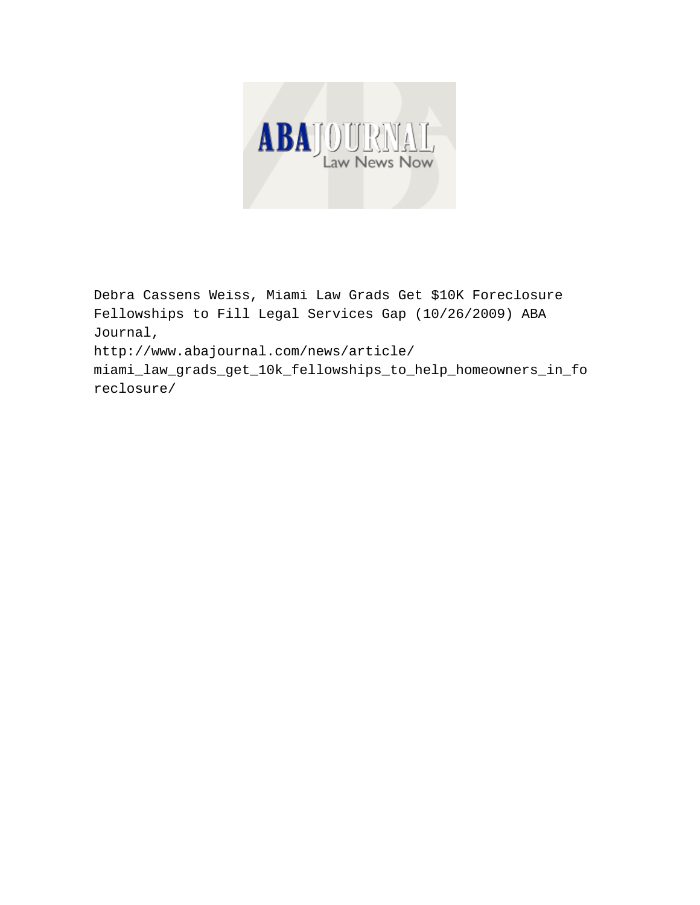Debra Cassens Weiss, Miami Law Grads Get $10K Foreclosure Fellowships to Fill Legal Services Gap (10/26/2009) ABA Journal,
http://www.abajournal.com/news/article/miami_law_grads_get_10k_fellowships_to_help_homeowners_in_foreclosure/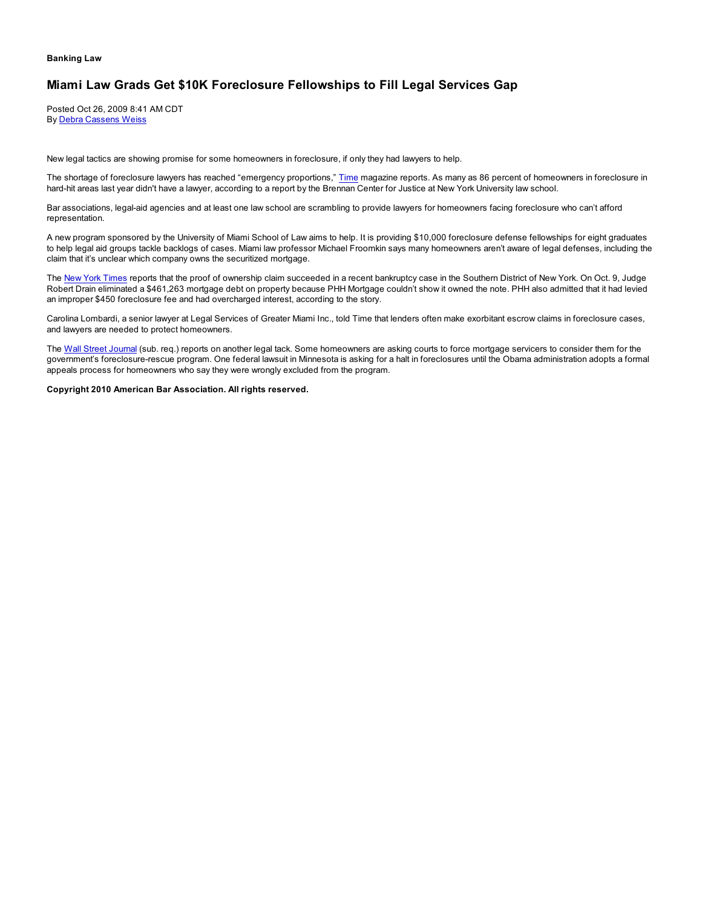**Banking Law**

## Miami Law Grads Get $10K Foreclosure Fellowships to Fill Legal Services Gap

Posted Oct 26, 2009 8:41 AM CDT
By Debra Cassens Weiss

New legal tactics are showing promise for some homeowners in foreclosure, if only they had lawyers to help.

The shortage of foreclosure lawyers has reached “emergency proportions,” Time magazine reports. As many as 86 percent of homeowners in foreclosure in hard-hit areas last year didn't have a lawyer, according to a report by the Brennan Center for Justice at New York University law school.

Bar associations, legal-aid agencies and at least one law school are scrambling to provide lawyers for homeowners facing foreclosure who can’t afford representation.

A new program sponsored by the University of Miami School of Law aims to help. It is providing $10,000 foreclosure defense fellowships for eight graduates to help legal aid groups tackle backlogs of cases. Miami law professor Michael Froomkin says many homeowners aren’t aware of legal defenses, including the claim that it’s unclear which company owns the securitized mortgage.

The New York Times reports that the proof of ownership claim succeeded in a recent bankruptcy case in the Southern District of New York. On Oct. 9, Judge Robert Drain eliminated a $461,263 mortgage debt on property because PHH Mortgage couldn’t show it owned the note. PHH also admitted that it had levied an improper $450 foreclosure fee and had overcharged interest, according to the story.

Carolina Lombardi, a senior lawyer at Legal Services of Greater Miami Inc., told Time that lenders often make exorbitant escrow claims in foreclosure cases, and lawyers are needed to protect homeowners.

The Wall Street Journal (sub. req.) reports on another legal tack. Some homeowners are asking courts to force mortgage servicers to consider them for the government’s foreclosure-rescue program. One federal lawsuit in Minnesota is asking for a halt in foreclosures until the Obama administration adopts a formal appeals process for homeowners who say they were wrongly excluded from the program.

**Copyright 2010 American Bar Association. All rights reserved.**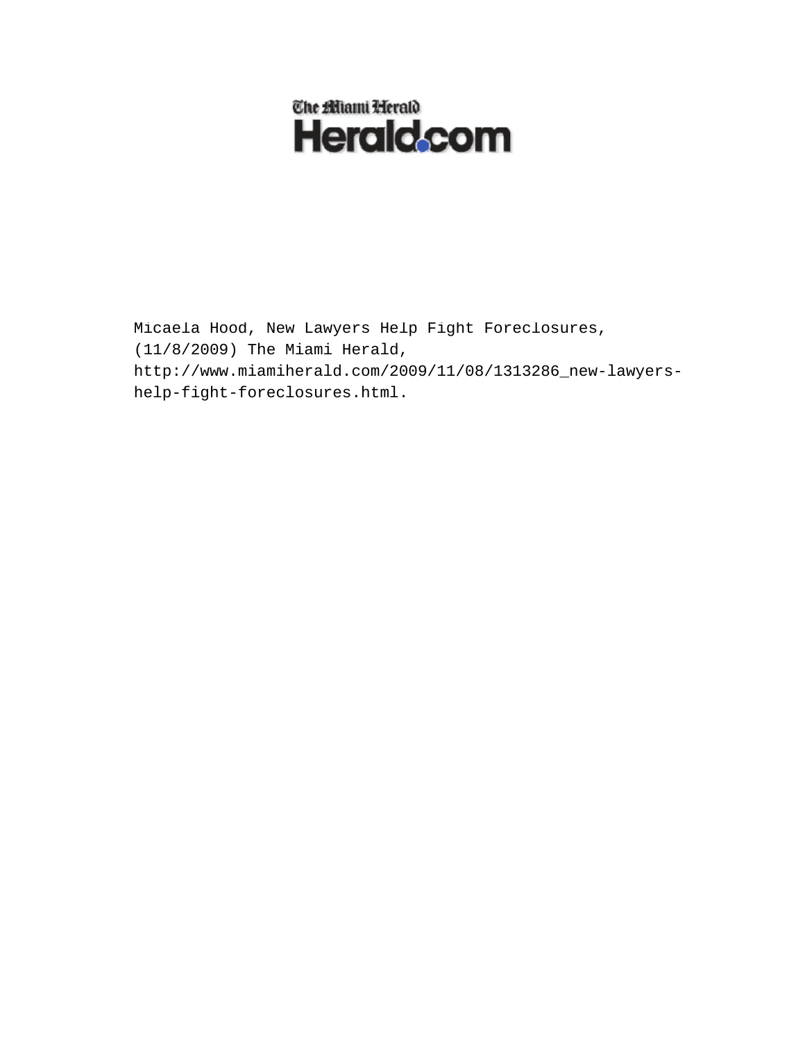The Miami Herald

Herald.com

Micaela Hood, New Lawyers Help Fight Foreclosures, (11/8/2009) The Miami Herald, http://www.miamiherald.com/2009/11/08/1313286_new-lawyers-help-fight-foreclosures.html.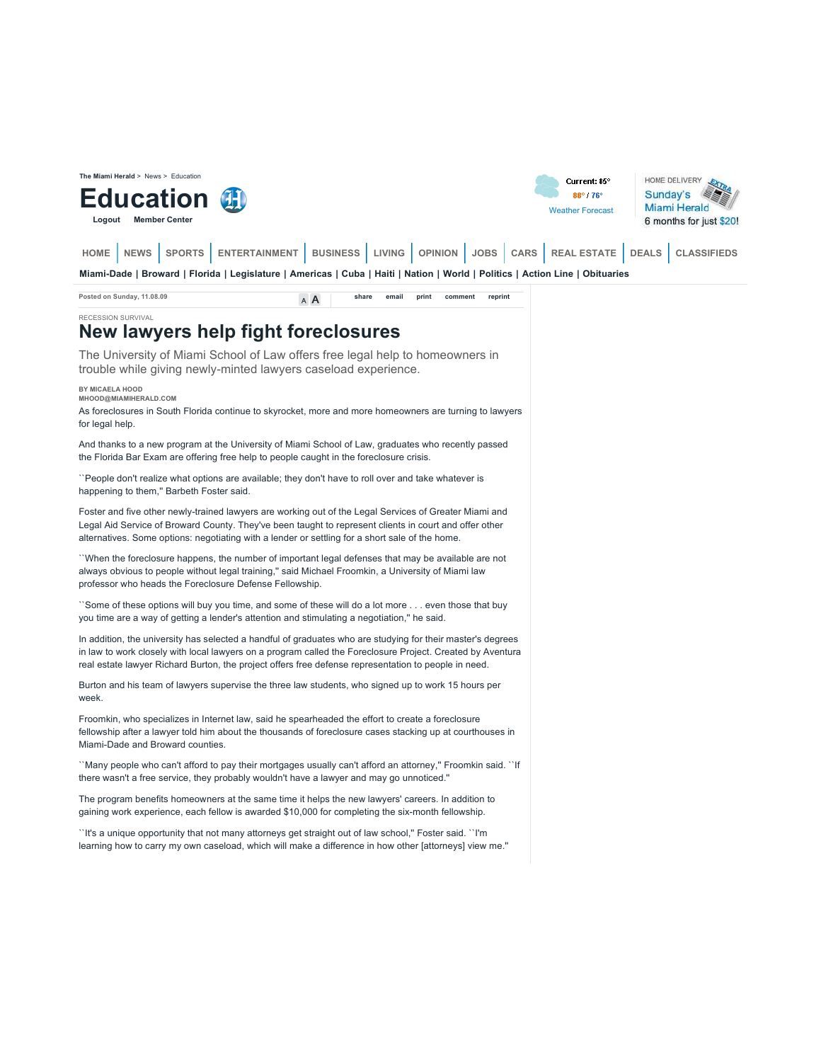The Miami Herald > News > Education

# Education

Logout Member Center

Current: 85°
88° / 76°
Weather Forecast

HOME DELIVERY
Sunday's Miami Herald
6 months for just $20!

HOME | NEWS | SPORTS | ENTERTAINMENT | BUSINESS | LIVING | OPINION | JOBS | CARS | REAL ESTATE | DEALS | CLASSIFIEDS

Miami-Dade | Broward | Florida | Legislature | Americas | Cuba | Haiti | Nation | World | Politics | Action Line | Obituaries

Posted on Sunday, 11.08.09

RECESSION SURVIVAL

## New lawyers help fight foreclosures

The University of Miami School of Law offers free legal help to homeowners in trouble while giving newly-minted lawyers caseload experience.

BY MICAELA HOOD
MHOOD@MIAMIHERALD.COM

As foreclosures in South Florida continue to skyrocket, more and more homeowners are turning to lawyers for legal help.

And thanks to a new program at the University of Miami School of Law, graduates who recently passed the Florida Bar Exam are offering free help to people caught in the foreclosure crisis.

``People don't realize what options are available; they don't have to roll over and take whatever is happening to them,'' Barbeth Foster said.

Foster and five other newly-trained lawyers are working out of the Legal Services of Greater Miami and Legal Aid Service of Broward County. They've been taught to represent clients in court and offer other alternatives. Some options: negotiating with a lender or settling for a short sale of the home.

``When the foreclosure happens, the number of important legal defenses that may be available are not always obvious to people without legal training,'' said Michael Froomkin, a University of Miami law professor who heads the Foreclosure Defense Fellowship.

``Some of these options will buy you time, and some of these will do a lot more . . . even those that buy you time are a way of getting a lender's attention and stimulating a negotiation,'' he said.

In addition, the university has selected a handful of graduates who are studying for their master's degrees in law to work closely with local lawyers on a program called the Foreclosure Project. Created by Aventura real estate lawyer Richard Burton, the project offers free defense representation to people in need.

Burton and his team of lawyers supervise the three law students, who signed up to work 15 hours per week.

Froomkin, who specializes in Internet law, said he spearheaded the effort to create a foreclosure fellowship after a lawyer told him about the thousands of foreclosure cases stacking up at courthouses in Miami-Dade and Broward counties.

``Many people who can't afford to pay their mortgages usually can't afford an attorney,'' Froomkin said. ``If there wasn't a free service, they probably wouldn't have a lawyer and may go unnoticed.''

The program benefits homeowners at the same time it helps the new lawyers' careers. In addition to gaining work experience, each fellow is awarded $10,000 for completing the six-month fellowship.

``It's a unique opportunity that not many attorneys get straight out of law school,'' Foster said. ``I'm learning how to carry my own caseload, which will make a difference in how other [attorneys] view me.''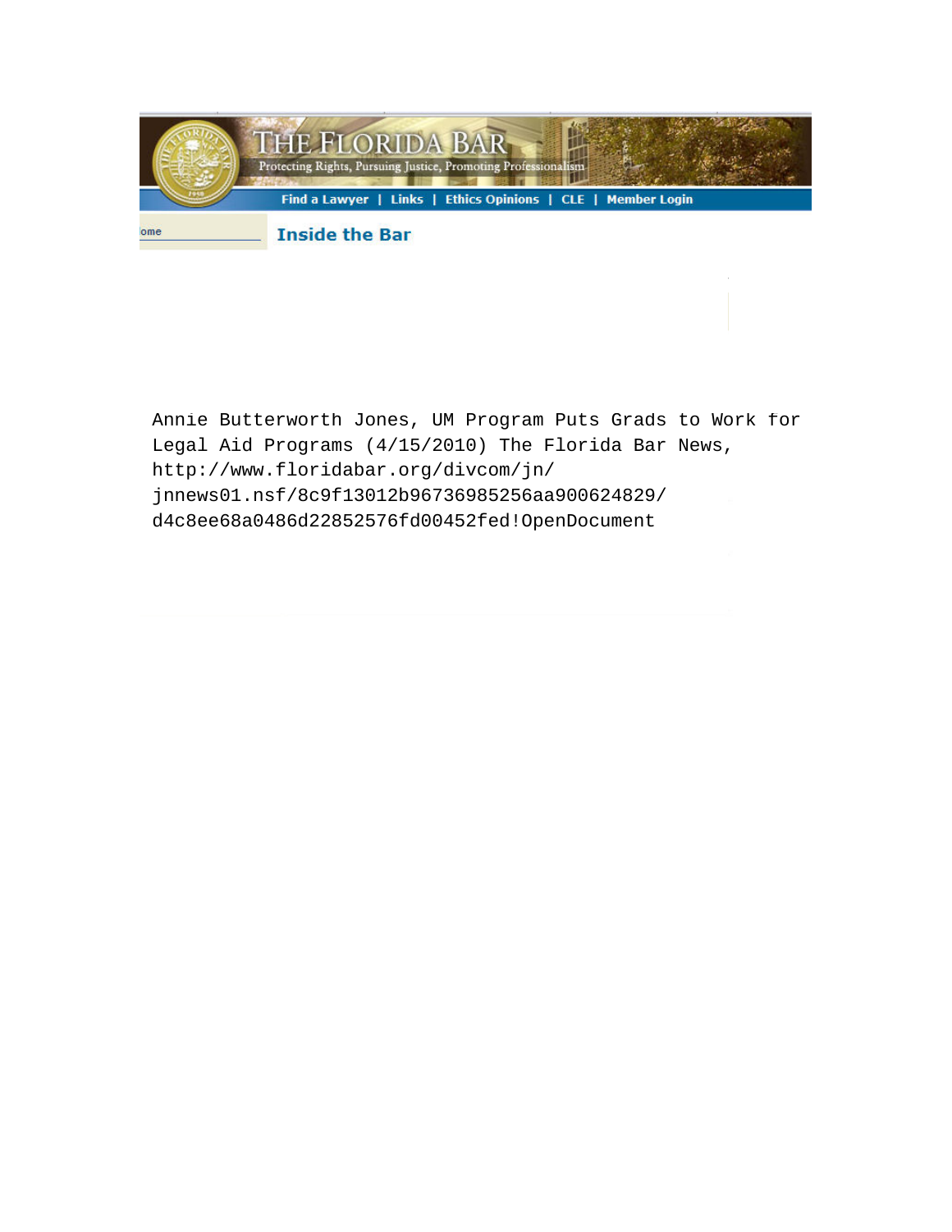THE FLORIDA BAR

Protecting Rights, Pursuing Justice, Promoting Professionalism

Find a Lawyer | Links | Ethics Opinions | CLE | Member Login

ome

**Inside the Bar**

Annie Butterworth Jones, UM Program Puts Grads to Work for Legal Aid Programs (4/15/2010) The Florida Bar News, http://www.floridabar.org/divcom/jn/jnnews01.nsf/8c9f13012b96736985256aa900624829/d4c8ee68a0486d22852576fd00452fed!OpenDocument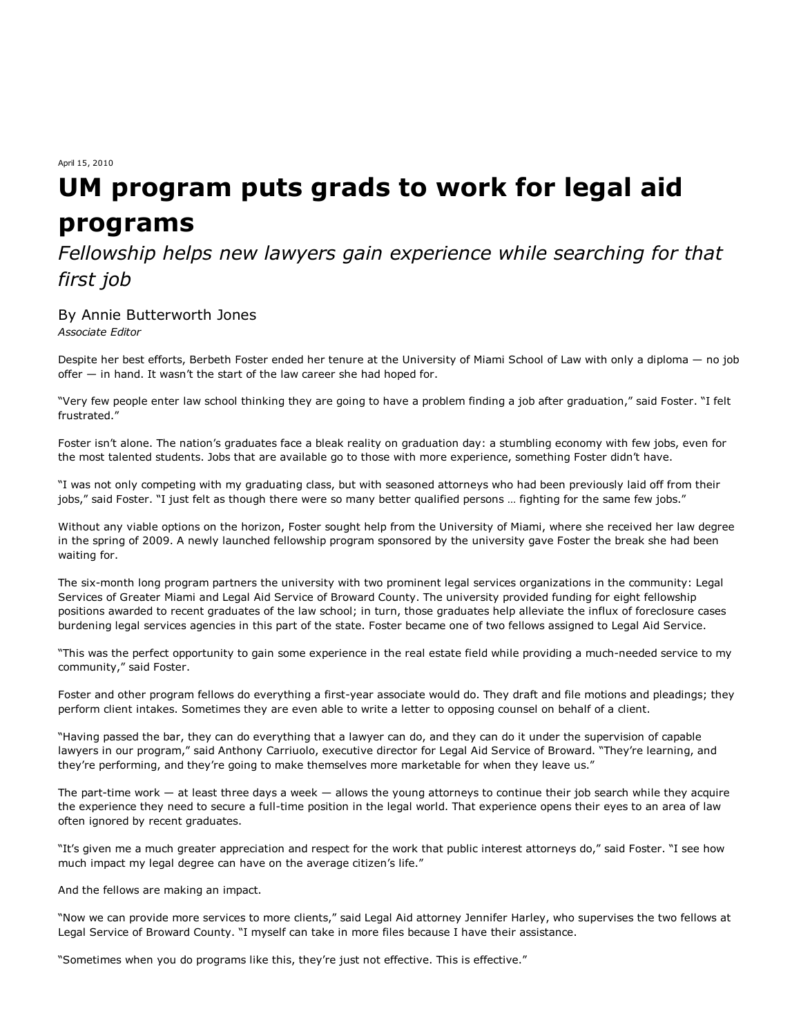April 15, 2010

# UM program puts grads to work for legal aid programs

## *Fellowship helps new lawyers gain experience while searching for that first job*

By Annie Butterworth Jones
*Associate Editor*

Despite her best efforts, Berbeth Foster ended her tenure at the University of Miami School of Law with only a diploma — no job offer — in hand. It wasn't the start of the law career she had hoped for.

"Very few people enter law school thinking they are going to have a problem finding a job after graduation," said Foster. "I felt frustrated."

Foster isn't alone. The nation's graduates face a bleak reality on graduation day: a stumbling economy with few jobs, even for the most talented students. Jobs that are available go to those with more experience, something Foster didn't have.

"I was not only competing with my graduating class, but with seasoned attorneys who had been previously laid off from their jobs," said Foster. "I just felt as though there were so many better qualified persons … fighting for the same few jobs."

Without any viable options on the horizon, Foster sought help from the University of Miami, where she received her law degree in the spring of 2009. A newly launched fellowship program sponsored by the university gave Foster the break she had been waiting for.

The six-month long program partners the university with two prominent legal services organizations in the community: Legal Services of Greater Miami and Legal Aid Service of Broward County. The university provided funding for eight fellowship positions awarded to recent graduates of the law school; in turn, those graduates help alleviate the influx of foreclosure cases burdening legal services agencies in this part of the state. Foster became one of two fellows assigned to Legal Aid Service.

"This was the perfect opportunity to gain some experience in the real estate field while providing a much-needed service to my community," said Foster.

Foster and other program fellows do everything a first-year associate would do. They draft and file motions and pleadings; they perform client intakes. Sometimes they are even able to write a letter to opposing counsel on behalf of a client.

"Having passed the bar, they can do everything that a lawyer can do, and they can do it under the supervision of capable lawyers in our program," said Anthony Carriuolo, executive director for Legal Aid Service of Broward. "They're learning, and they're performing, and they're going to make themselves more marketable for when they leave us."

The part-time work — at least three days a week — allows the young attorneys to continue their job search while they acquire the experience they need to secure a full-time position in the legal world. That experience opens their eyes to an area of law often ignored by recent graduates.

"It's given me a much greater appreciation and respect for the work that public interest attorneys do," said Foster. "I see how much impact my legal degree can have on the average citizen's life."

And the fellows are making an impact.

"Now we can provide more services to more clients," said Legal Aid attorney Jennifer Harley, who supervises the two fellows at Legal Service of Broward County. "I myself can take in more files because I have their assistance.

"Sometimes when you do programs like this, they're just not effective. This is effective."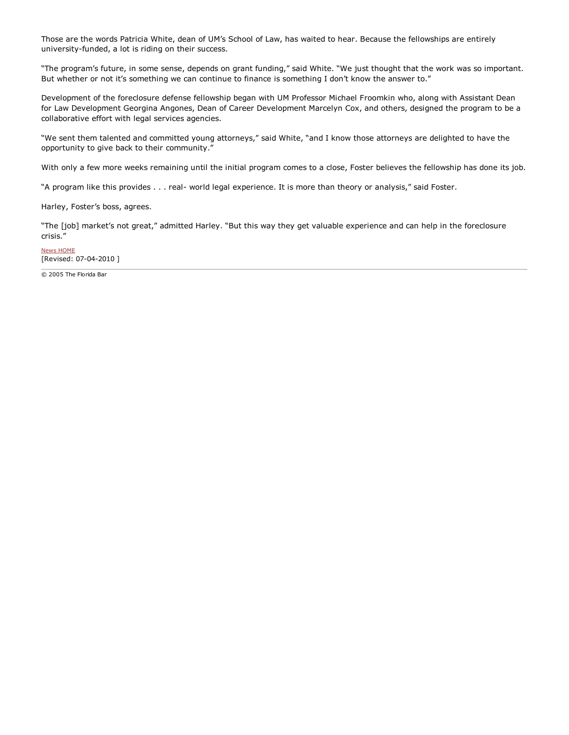Those are the words Patricia White, dean of UM's School of Law, has waited to hear. Because the fellowships are entirely university-funded, a lot is riding on their success.

"The program's future, in some sense, depends on grant funding," said White. "We just thought that the work was so important. But whether or not it's something we can continue to finance is something I don't know the answer to."

Development of the foreclosure defense fellowship began with UM Professor Michael Froomkin who, along with Assistant Dean for Law Development Georgina Angones, Dean of Career Development Marcelyn Cox, and others, designed the program to be a collaborative effort with legal services agencies.

"We sent them talented and committed young attorneys," said White, "and I know those attorneys are delighted to have the opportunity to give back to their community."

With only a few more weeks remaining until the initial program comes to a close, Foster believes the fellowship has done its job.

"A program like this provides . . . real- world legal experience. It is more than theory or analysis," said Foster.

Harley, Foster's boss, agrees.

"The [job] market's not great," admitted Harley. "But this way they get valuable experience and can help in the foreclosure crisis."

News HOME
[Revised: 07-04-2010 ]

---

© 2005 The Florida Bar